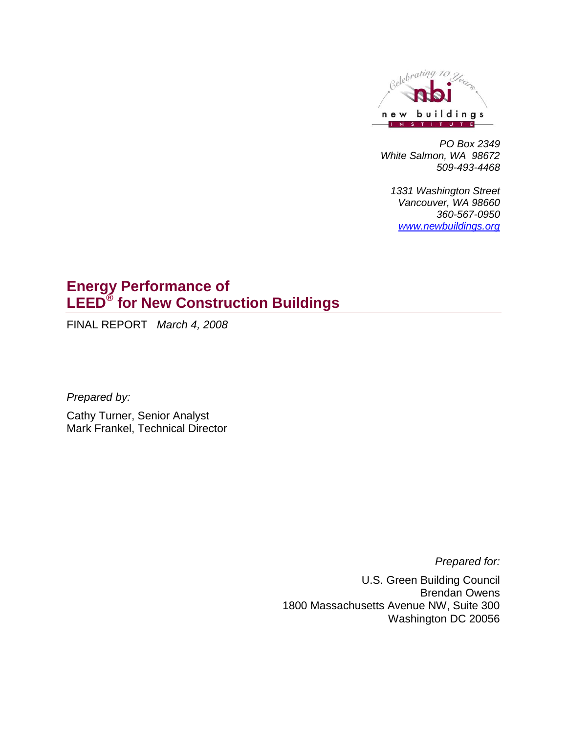Celebrating 10 Years

nbi

new buildings INSTITUTE

*PO Box 2349*
*White Salmon, WA 98672*
*509-493-4468*

*1331 Washington Street*
*Vancouver, WA 98660*
*360-567-0950*
*www.newbuildings.org*

# Energy Performance of LEED® for New Construction Buildings

FINAL REPORT *March 4, 2008*

*Prepared by:*

Cathy Turner, Senior Analyst
Mark Frankel, Technical Director

*Prepared for:*

U.S. Green Building Council
Brendan Owens
1800 Massachusetts Avenue NW, Suite 300
Washington DC 20056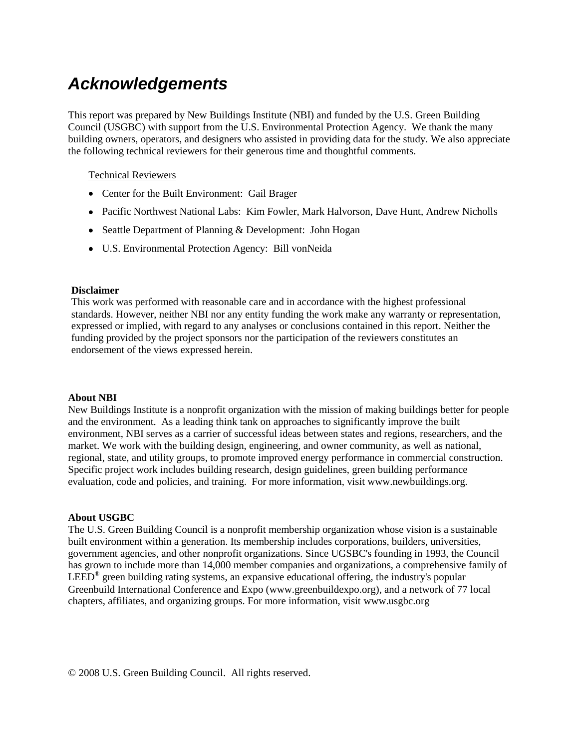# *Acknowledgements*

This report was prepared by New Buildings Institute (NBI) and funded by the U.S. Green Building Council (USGBC) with support from the U.S. Environmental Protection Agency. We thank the many building owners, operators, and designers who assisted in providing data for the study. We also appreciate the following technical reviewers for their generous time and thoughtful comments.

Technical Reviewers

- Center for the Built Environment: Gail Brager
- Pacific Northwest National Labs: Kim Fowler, Mark Halvorson, Dave Hunt, Andrew Nicholls
- Seattle Department of Planning & Development: John Hogan
- U.S. Environmental Protection Agency: Bill vonNeida

**Disclaimer**
This work was performed with reasonable care and in accordance with the highest professional standards. However, neither NBI nor any entity funding the work make any warranty or representation, expressed or implied, with regard to any analyses or conclusions contained in this report. Neither the funding provided by the project sponsors nor the participation of the reviewers constitutes an endorsement of the views expressed herein.

**About NBI**
New Buildings Institute is a nonprofit organization with the mission of making buildings better for people and the environment. As a leading think tank on approaches to significantly improve the built environment, NBI serves as a carrier of successful ideas between states and regions, researchers, and the market. We work with the building design, engineering, and owner community, as well as national, regional, state, and utility groups, to promote improved energy performance in commercial construction. Specific project work includes building research, design guidelines, green building performance evaluation, code and policies, and training. For more information, visit www.newbuildings.org.

**About USGBC**
The U.S. Green Building Council is a nonprofit membership organization whose vision is a sustainable built environment within a generation. Its membership includes corporations, builders, universities, government agencies, and other nonprofit organizations. Since UGSBC's founding in 1993, the Council has grown to include more than 14,000 member companies and organizations, a comprehensive family of LEED® green building rating systems, an expansive educational offering, the industry's popular Greenbuild International Conference and Expo (www.greenbuildexpo.org), and a network of 77 local chapters, affiliates, and organizing groups. For more information, visit www.usgbc.org

© 2008 U.S. Green Building Council. All rights reserved.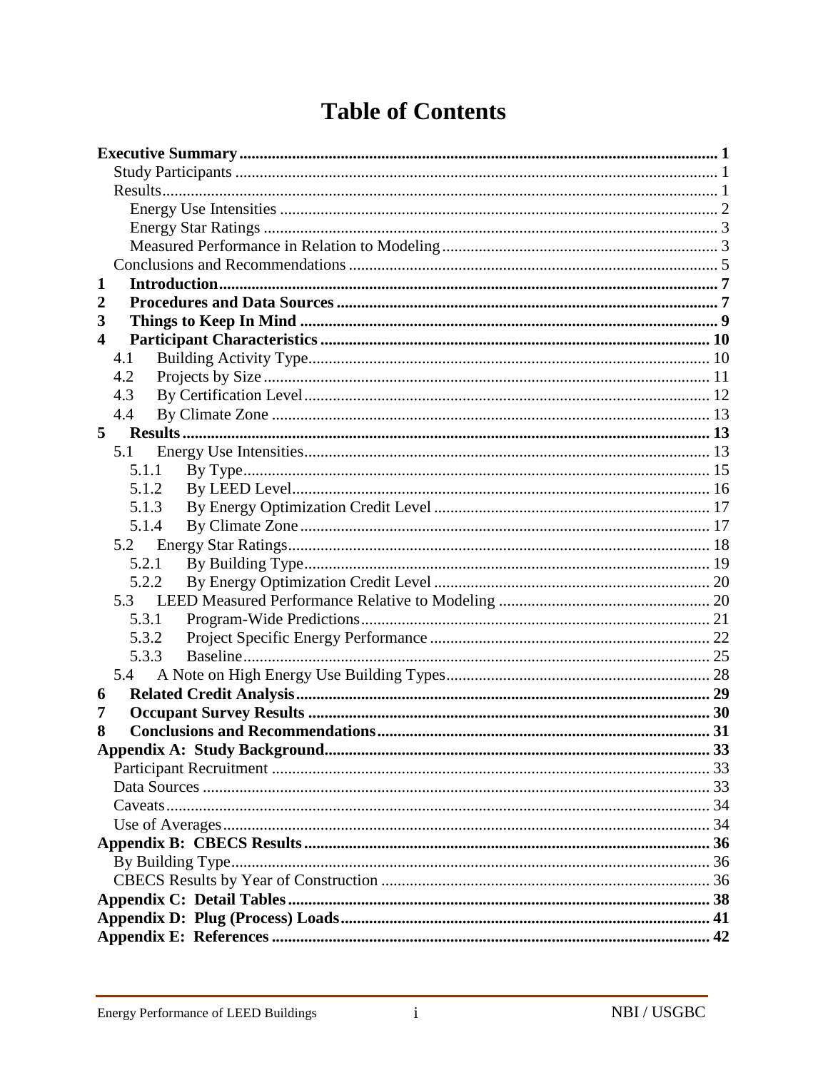# Table of Contents

**Executive Summary** ..... **1**
- Study Participants ..... 1
- Results ..... 1
  - Energy Use Intensities ..... 2
  - Energy Star Ratings ..... 3
  - Measured Performance in Relation to Modeling ..... 3
- Conclusions and Recommendations ..... 5

**1 Introduction** ..... **7**

**2 Procedures and Data Sources** ..... **7**

**3 Things to Keep In Mind** ..... **9**

**4 Participant Characteristics** ..... **10**
- 4.1 Building Activity Type ..... 10
- 4.2 Projects by Size ..... 11
- 4.3 By Certification Level ..... 12
- 4.4 By Climate Zone ..... 13

**5 Results** ..... **13**
- 5.1 Energy Use Intensities ..... 13
  - 5.1.1 By Type ..... 15
  - 5.1.2 By LEED Level ..... 16
  - 5.1.3 By Energy Optimization Credit Level ..... 17
  - 5.1.4 By Climate Zone ..... 17
- 5.2 Energy Star Ratings ..... 18
  - 5.2.1 By Building Type ..... 19
  - 5.2.2 By Energy Optimization Credit Level ..... 20
- 5.3 LEED Measured Performance Relative to Modeling ..... 20
  - 5.3.1 Program-Wide Predictions ..... 21
  - 5.3.2 Project Specific Energy Performance ..... 22
  - 5.3.3 Baseline ..... 25
- 5.4 A Note on High Energy Use Building Types ..... 28

**6 Related Credit Analysis** ..... **29**

**7 Occupant Survey Results** ..... **30**

**8 Conclusions and Recommendations** ..... **31**

**Appendix A: Study Background** ..... **33**
- Participant Recruitment ..... 33
- Data Sources ..... 33
- Caveats ..... 34
- Use of Averages ..... 34

**Appendix B: CBECS Results** ..... **36**
- By Building Type ..... 36
- CBECS Results by Year of Construction ..... 36

**Appendix C: Detail Tables** ..... **38**

**Appendix D: Plug (Process) Loads** ..... **41**

**Appendix E: References** ..... **42**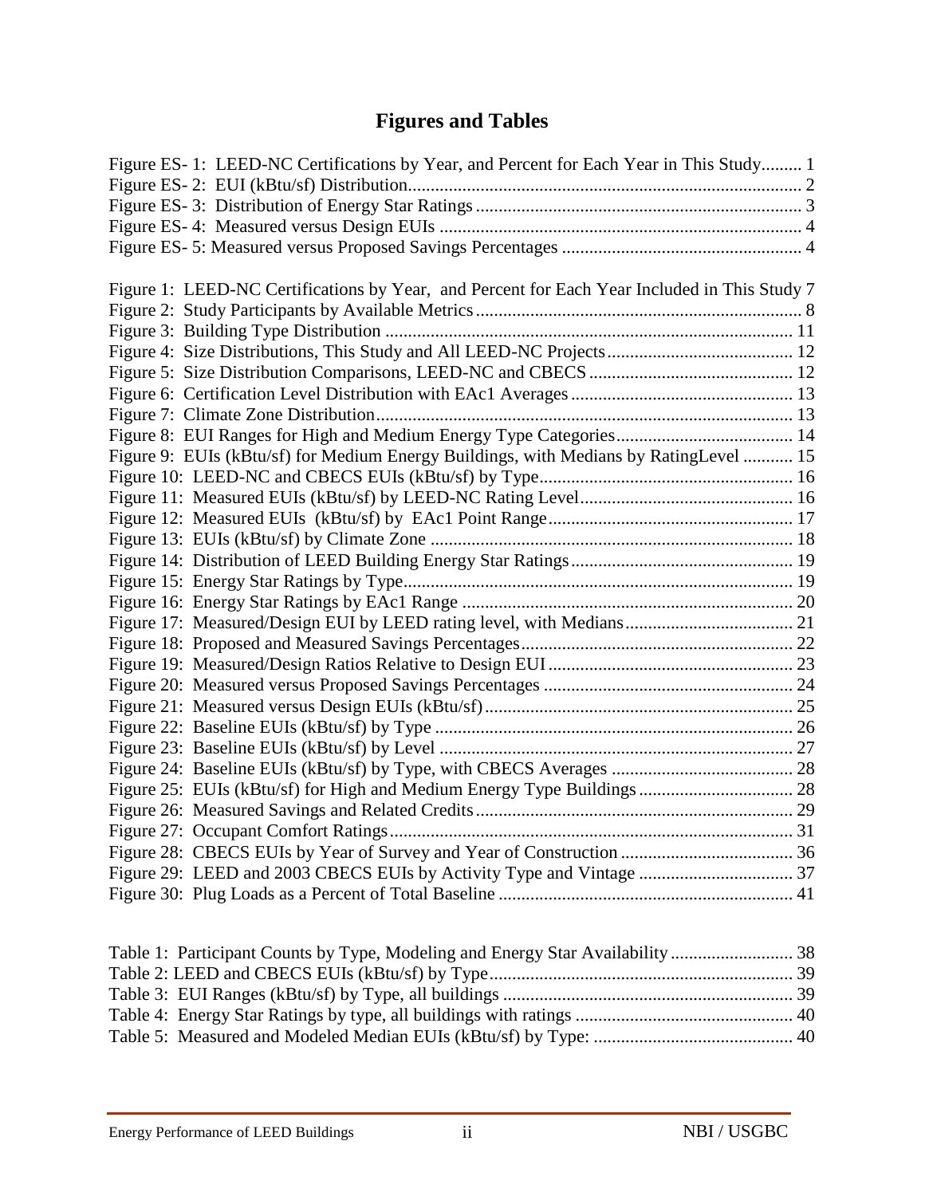# Figures and Tables

Figure ES- 1: LEED-NC Certifications by Year, and Percent for Each Year in This Study......... 1
Figure ES- 2: EUI (kBtu/sf) Distribution....................................................................................... 2
Figure ES- 3: Distribution of Energy Star Ratings ........................................................................ 3
Figure ES- 4: Measured versus Design EUIs ................................................................................ 4
Figure ES- 5: Measured versus Proposed Savings Percentages ..................................................... 4

Figure 1: LEED-NC Certifications by Year, and Percent for Each Year Included in This Study 7
Figure 2: Study Participants by Available Metrics ....................................................................... 8
Figure 3: Building Type Distribution .......................................................................................... 11
Figure 4: Size Distributions, This Study and All LEED-NC Projects......................................... 12
Figure 5: Size Distribution Comparisons, LEED-NC and CBECS ............................................. 12
Figure 6: Certification Level Distribution with EAc1 Averages ................................................. 13
Figure 7: Climate Zone Distribution............................................................................................ 13
Figure 8: EUI Ranges for High and Medium Energy Type Categories....................................... 14
Figure 9: EUIs (kBtu/sf) for Medium Energy Buildings, with Medians by RatingLevel ........... 15
Figure 10: LEED-NC and CBECS EUIs (kBtu/sf) by Type........................................................ 16
Figure 11: Measured EUIs (kBtu/sf) by LEED-NC Rating Level............................................... 16
Figure 12: Measured EUIs (kBtu/sf) by EAc1 Point Range...................................................... 17
Figure 13: EUIs (kBtu/sf) by Climate Zone ................................................................................ 18
Figure 14: Distribution of LEED Building Energy Star Ratings................................................. 19
Figure 15: Energy Star Ratings by Type...................................................................................... 19
Figure 16: Energy Star Ratings by EAc1 Range ......................................................................... 20
Figure 17: Measured/Design EUI by LEED rating level, with Medians..................................... 21
Figure 18: Proposed and Measured Savings Percentages............................................................ 22
Figure 19: Measured/Design Ratios Relative to Design EUI ...................................................... 23
Figure 20: Measured versus Proposed Savings Percentages ....................................................... 24
Figure 21: Measured versus Design EUIs (kBtu/sf).................................................................... 25
Figure 22: Baseline EUIs (kBtu/sf) by Type .............................................................................. 26
Figure 23: Baseline EUIs (kBtu/sf) by Level ............................................................................. 27
Figure 24: Baseline EUIs (kBtu/sf) by Type, with CBECS Averages ........................................ 28
Figure 25: EUIs (kBtu/sf) for High and Medium Energy Type Buildings.................................. 28
Figure 26: Measured Savings and Related Credits...................................................................... 29
Figure 27: Occupant Comfort Ratings......................................................................................... 31
Figure 28: CBECS EUIs by Year of Survey and Year of Construction ...................................... 36
Figure 29: LEED and 2003 CBECS EUIs by Activity Type and Vintage .................................. 37
Figure 30: Plug Loads as a Percent of Total Baseline ................................................................. 41

Table 1: Participant Counts by Type, Modeling and Energy Star Availability ........................... 38
Table 2: LEED and CBECS EUIs (kBtu/sf) by Type................................................................... 39
Table 3: EUI Ranges (kBtu/sf) by Type, all buildings ................................................................ 39
Table 4: Energy Star Ratings by type, all buildings with ratings ................................................ 40
Table 5: Measured and Modeled Median EUIs (kBtu/sf) by Type: ............................................ 40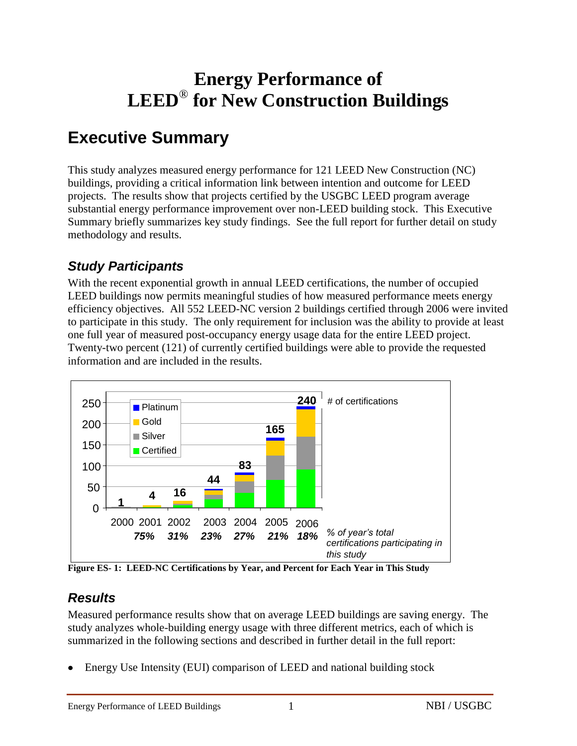# Energy Performance of LEED® for New Construction Buildings

## Executive Summary

This study analyzes measured energy performance for 121 LEED New Construction (NC) buildings, providing a critical information link between intention and outcome for LEED projects. The results show that projects certified by the USGBC LEED program average substantial energy performance improvement over non-LEED building stock. This Executive Summary briefly summarizes key study findings. See the full report for further detail on study methodology and results.

### *Study Participants*

With the recent exponential growth in annual LEED certifications, the number of occupied LEED buildings now permits meaningful studies of how measured performance meets energy efficiency objectives. All 552 LEED-NC version 2 buildings certified through 2006 were invited to participate in this study. The only requirement for inclusion was the ability to provide at least one full year of measured post-occupancy energy usage data for the entire LEED project. Twenty-two percent (121) of currently certified buildings were able to provide the requested information and are included in the results.

| Year | 2000 | 2001 | 2002 | 2003 | 2004 | 2005 | 2006 |
|---|---|---|---|---|---|---|---|
| # of certifications | 1 | 4 | 16 | 44 | 83 | 165 | 240 |
| % of year's total certifications participating in this study | | 75% | 31% | 23% | 27% | 21% | 18% |

**Figure ES- 1: LEED-NC Certifications by Year, and Percent for Each Year in This Study**

### *Results*

Measured performance results show that on average LEED buildings are saving energy. The study analyzes whole-building energy usage with three different metrics, each of which is summarized in the following sections and described in further detail in the full report:

- Energy Use Intensity (EUI) comparison of LEED and national building stock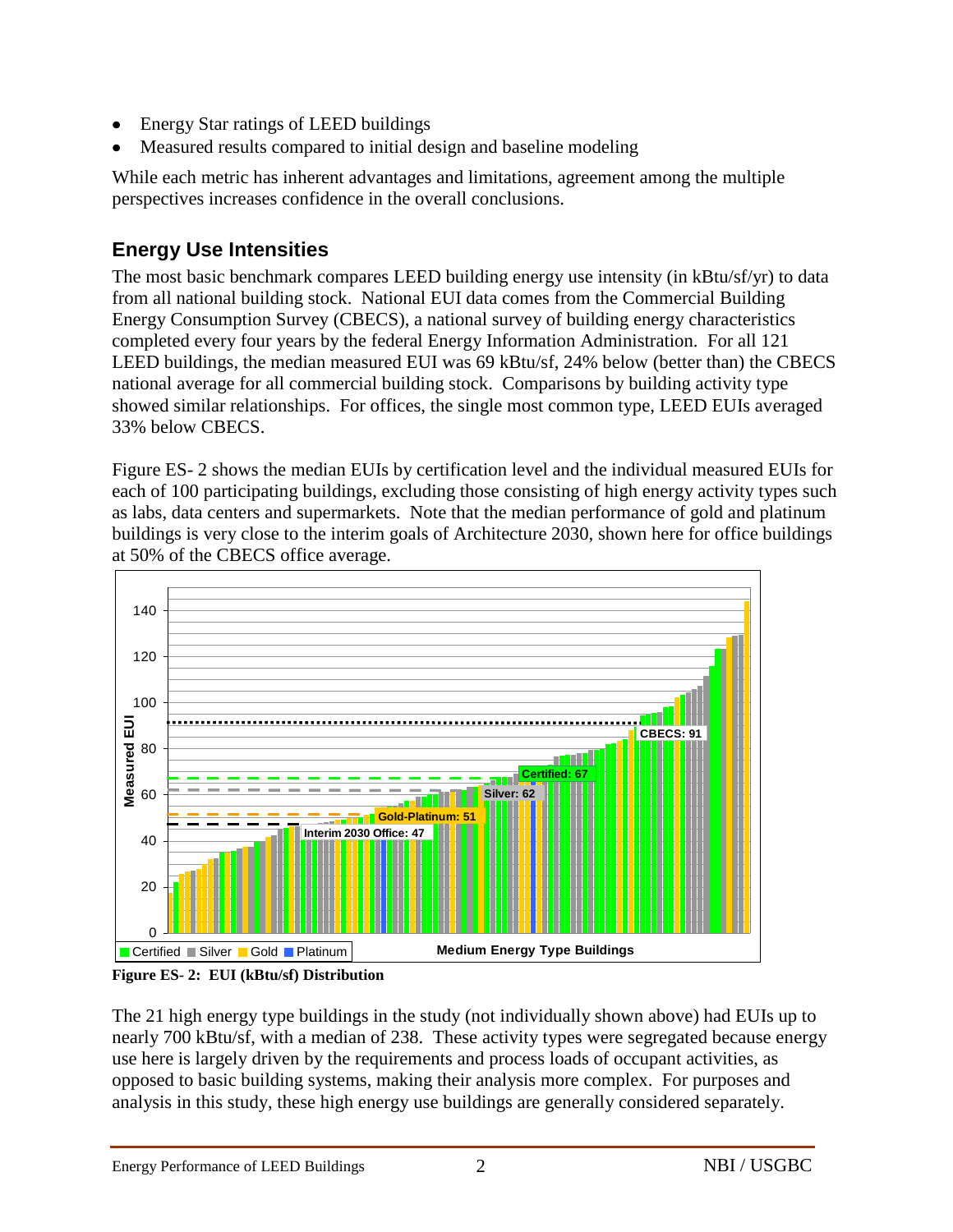- Energy Star ratings of LEED buildings
- Measured results compared to initial design and baseline modeling

While each metric has inherent advantages and limitations, agreement among the multiple perspectives increases confidence in the overall conclusions.

## Energy Use Intensities

The most basic benchmark compares LEED building energy use intensity (in kBtu/sf/yr) to data from all national building stock. National EUI data comes from the Commercial Building Energy Consumption Survey (CBECS), a national survey of building energy characteristics completed every four years by the federal Energy Information Administration. For all 121 LEED buildings, the median measured EUI was 69 kBtu/sf, 24% below (better than) the CBECS national average for all commercial building stock. Comparisons by building activity type showed similar relationships. For offices, the single most common type, LEED EUIs averaged 33% below CBECS.

Figure ES- 2 shows the median EUIs by certification level and the individual measured EUIs for each of 100 participating buildings, excluding those consisting of high energy activity types such as labs, data centers and supermarkets. Note that the median performance of gold and platinum buildings is very close to the interim goals of Architecture 2030, shown here for office buildings at 50% of the CBECS office average.

**Figure ES- 2: EUI (kBtu/sf) Distribution**

The 21 high energy type buildings in the study (not individually shown above) had EUIs up to nearly 700 kBtu/sf, with a median of 238. These activity types were segregated because energy use here is largely driven by the requirements and process loads of occupant activities, as opposed to basic building systems, making their analysis more complex. For purposes and analysis in this study, these high energy use buildings are generally considered separately.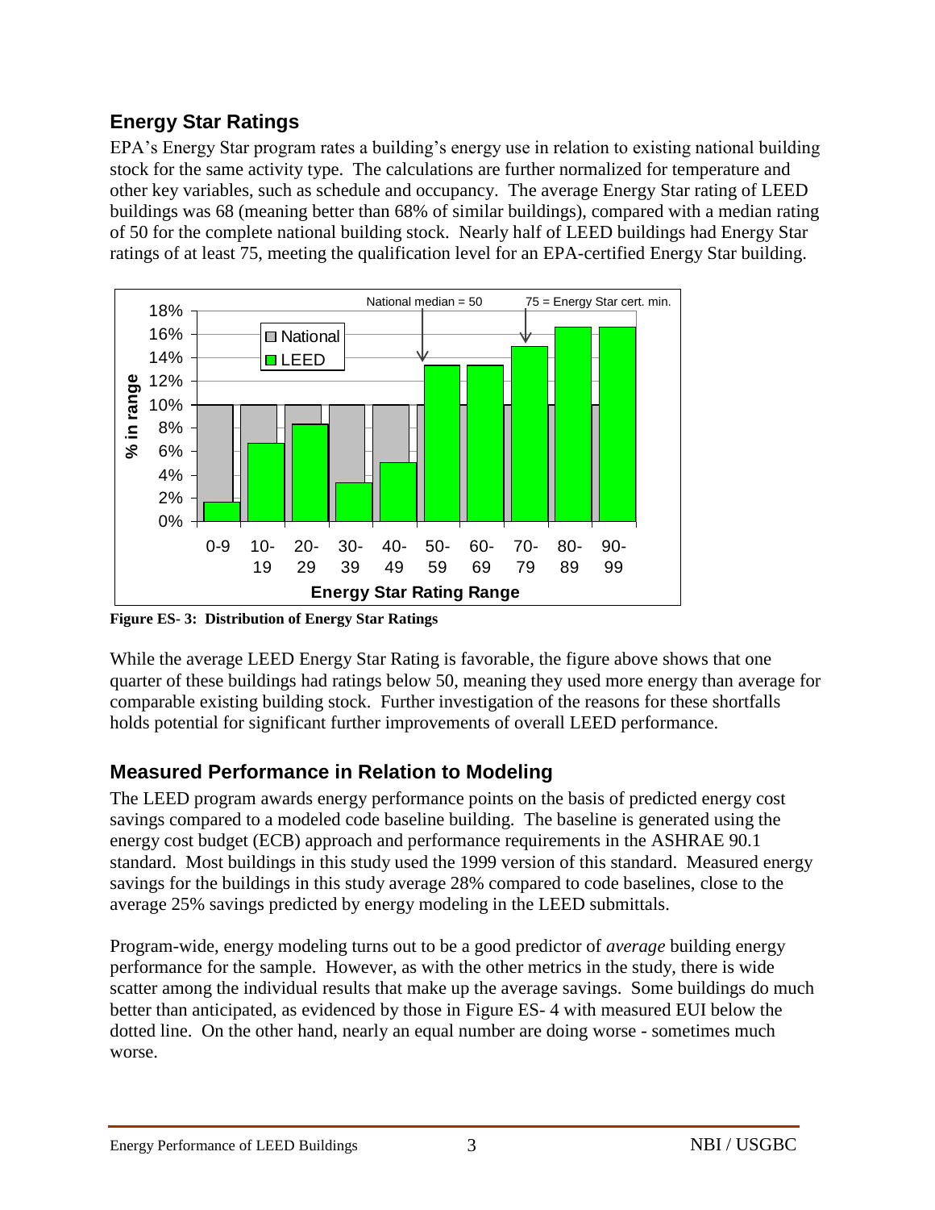## Energy Star Ratings

EPA's Energy Star program rates a building's energy use in relation to existing national building stock for the same activity type. The calculations are further normalized for temperature and other key variables, such as schedule and occupancy. The average Energy Star rating of LEED buildings was 68 (meaning better than 68% of similar buildings), compared with a median rating of 50 for the complete national building stock. Nearly half of LEED buildings had Energy Star ratings of at least 75, meeting the qualification level for an EPA-certified Energy Star building.

**Figure ES- 3: Distribution of Energy Star Ratings**

While the average LEED Energy Star Rating is favorable, the figure above shows that one quarter of these buildings had ratings below 50, meaning they used more energy than average for comparable existing building stock. Further investigation of the reasons for these shortfalls holds potential for significant further improvements of overall LEED performance.

## Measured Performance in Relation to Modeling

The LEED program awards energy performance points on the basis of predicted energy cost savings compared to a modeled code baseline building. The baseline is generated using the energy cost budget (ECB) approach and performance requirements in the ASHRAE 90.1 standard. Most buildings in this study used the 1999 version of this standard. Measured energy savings for the buildings in this study average 28% compared to code baselines, close to the average 25% savings predicted by energy modeling in the LEED submittals.

Program-wide, energy modeling turns out to be a good predictor of *average* building energy performance for the sample. However, as with the other metrics in the study, there is wide scatter among the individual results that make up the average savings. Some buildings do much better than anticipated, as evidenced by those in Figure ES- 4 with measured EUI below the dotted line. On the other hand, nearly an equal number are doing worse - sometimes much worse.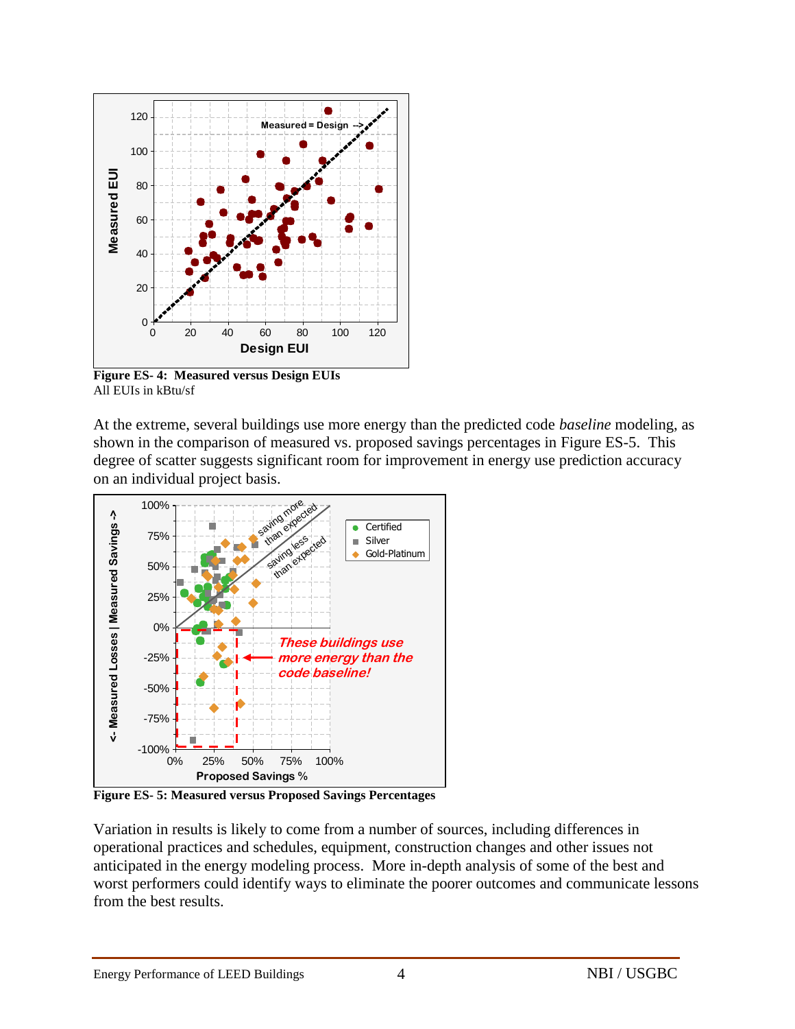**Figure ES- 4: Measured versus Design EUIs**
All EUIs in kBtu/sf

At the extreme, several buildings use more energy than the predicted code *baseline* modeling, as shown in the comparison of measured vs. proposed savings percentages in Figure ES-5. This degree of scatter suggests significant room for improvement in energy use prediction accuracy on an individual project basis.

**Figure ES- 5: Measured versus Proposed Savings Percentages**

Variation in results is likely to come from a number of sources, including differences in operational practices and schedules, equipment, construction changes and other issues not anticipated in the energy modeling process. More in-depth analysis of some of the best and worst performers could identify ways to eliminate the poorer outcomes and communicate lessons from the best results.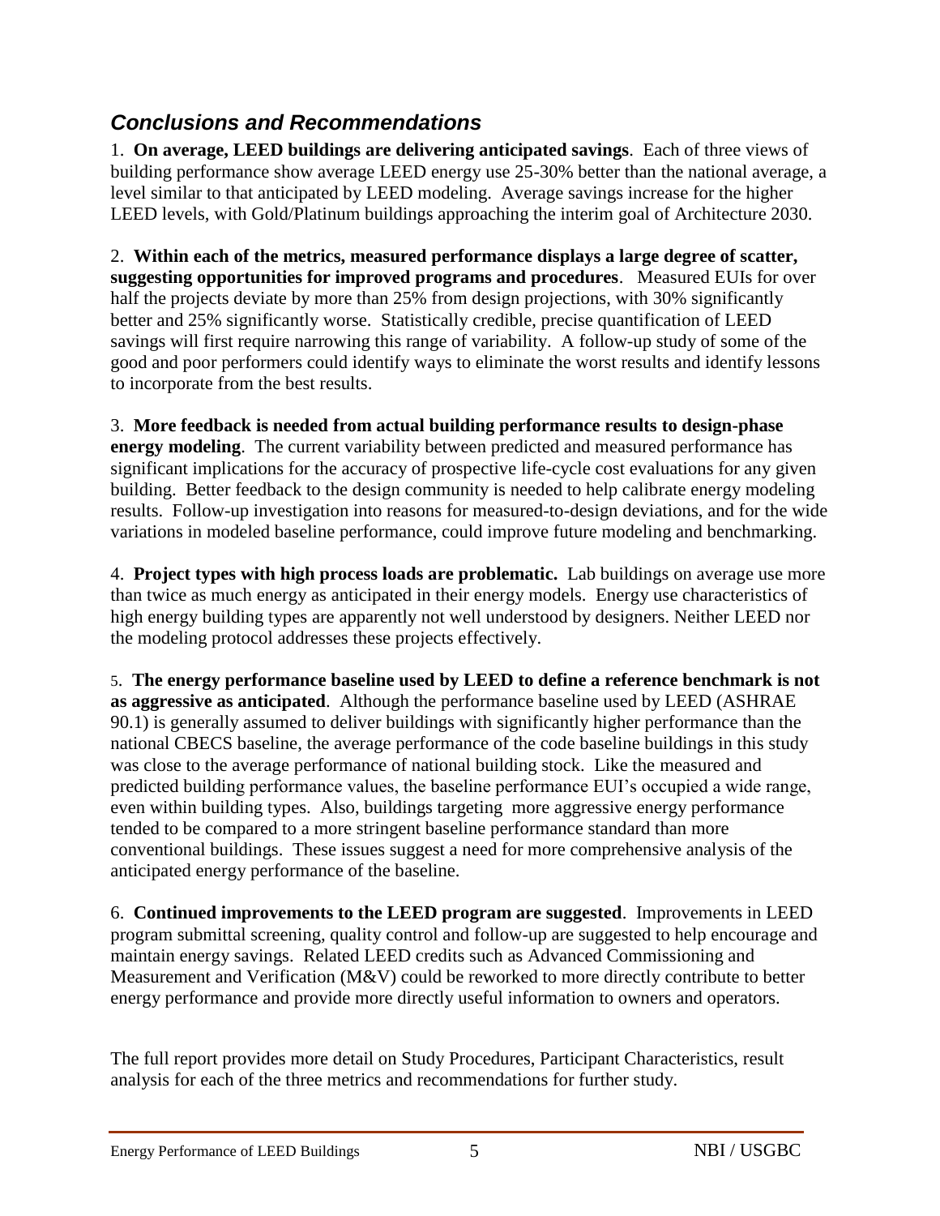## *Conclusions and Recommendations*

1. **On average, LEED buildings are delivering anticipated savings**. Each of three views of building performance show average LEED energy use 25-30% better than the national average, a level similar to that anticipated by LEED modeling. Average savings increase for the higher LEED levels, with Gold/Platinum buildings approaching the interim goal of Architecture 2030.

2. **Within each of the metrics, measured performance displays a large degree of scatter, suggesting opportunities for improved programs and procedures**. Measured EUIs for over half the projects deviate by more than 25% from design projections, with 30% significantly better and 25% significantly worse. Statistically credible, precise quantification of LEED savings will first require narrowing this range of variability. A follow-up study of some of the good and poor performers could identify ways to eliminate the worst results and identify lessons to incorporate from the best results.

3. **More feedback is needed from actual building performance results to design-phase energy modeling**. The current variability between predicted and measured performance has significant implications for the accuracy of prospective life-cycle cost evaluations for any given building. Better feedback to the design community is needed to help calibrate energy modeling results. Follow-up investigation into reasons for measured-to-design deviations, and for the wide variations in modeled baseline performance, could improve future modeling and benchmarking.

4. **Project types with high process loads are problematic.** Lab buildings on average use more than twice as much energy as anticipated in their energy models. Energy use characteristics of high energy building types are apparently not well understood by designers. Neither LEED nor the modeling protocol addresses these projects effectively.

5. **The energy performance baseline used by LEED to define a reference benchmark is not as aggressive as anticipated**. Although the performance baseline used by LEED (ASHRAE 90.1) is generally assumed to deliver buildings with significantly higher performance than the national CBECS baseline, the average performance of the code baseline buildings in this study was close to the average performance of national building stock. Like the measured and predicted building performance values, the baseline performance EUI's occupied a wide range, even within building types. Also, buildings targeting more aggressive energy performance tended to be compared to a more stringent baseline performance standard than more conventional buildings. These issues suggest a need for more comprehensive analysis of the anticipated energy performance of the baseline.

6. **Continued improvements to the LEED program are suggested**. Improvements in LEED program submittal screening, quality control and follow-up are suggested to help encourage and maintain energy savings. Related LEED credits such as Advanced Commissioning and Measurement and Verification (M&V) could be reworked to more directly contribute to better energy performance and provide more directly useful information to owners and operators.

The full report provides more detail on Study Procedures, Participant Characteristics, result analysis for each of the three metrics and recommendations for further study.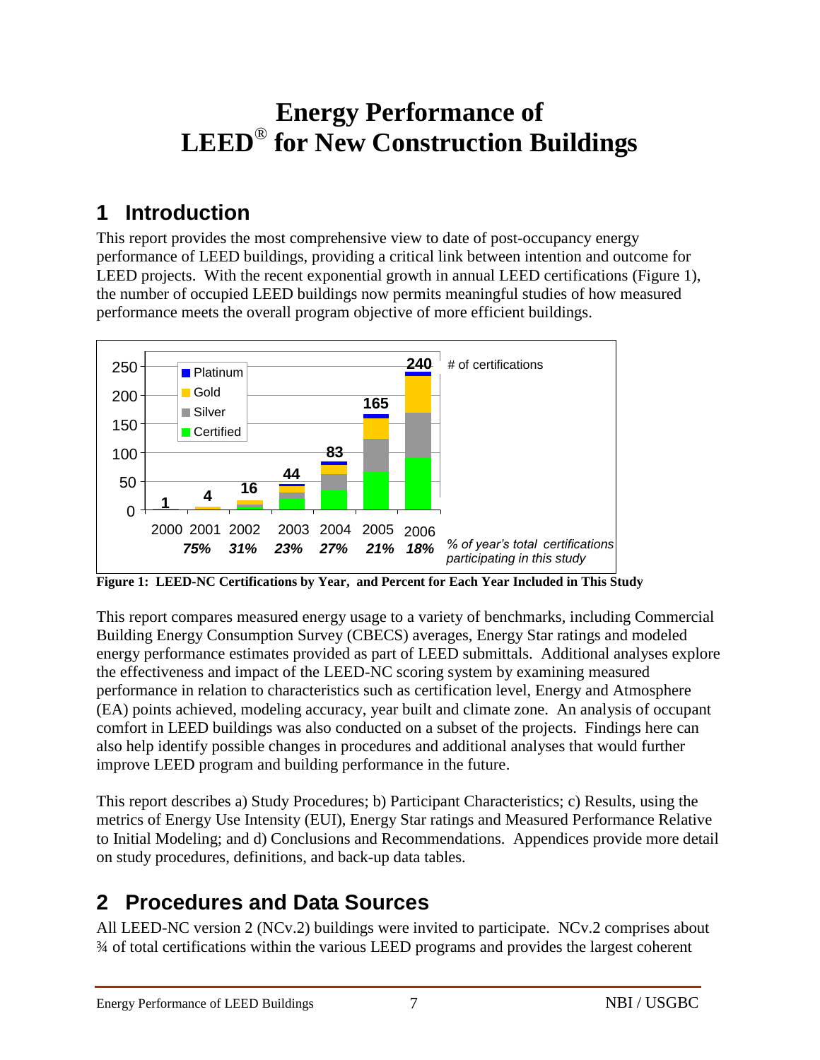# Energy Performance of LEED® for New Construction Buildings

## 1 Introduction

This report provides the most comprehensive view to date of post-occupancy energy performance of LEED buildings, providing a critical link between intention and outcome for LEED projects. With the recent exponential growth in annual LEED certifications (Figure 1), the number of occupied LEED buildings now permits meaningful studies of how measured performance meets the overall program objective of more efficient buildings.

**Figure 1: LEED-NC Certifications by Year, and Percent for Each Year Included in This Study**

| | 2000 | 2001 | 2002 | 2003 | 2004 | 2005 | 2006 |
|---|---|---|---|---|---|---|---|
| # of certifications | 1 | 4 | 16 | 44 | 83 | 165 | 240 |
| % of year's total certifications participating in this study | | 75% | 31% | 23% | 27% | 21% | 18% |

This report compares measured energy usage to a variety of benchmarks, including Commercial Building Energy Consumption Survey (CBECS) averages, Energy Star ratings and modeled energy performance estimates provided as part of LEED submittals. Additional analyses explore the effectiveness and impact of the LEED-NC scoring system by examining measured performance in relation to characteristics such as certification level, Energy and Atmosphere (EA) points achieved, modeling accuracy, year built and climate zone. An analysis of occupant comfort in LEED buildings was also conducted on a subset of the projects. Findings here can also help identify possible changes in procedures and additional analyses that would further improve LEED program and building performance in the future.

This report describes a) Study Procedures; b) Participant Characteristics; c) Results, using the metrics of Energy Use Intensity (EUI), Energy Star ratings and Measured Performance Relative to Initial Modeling; and d) Conclusions and Recommendations. Appendices provide more detail on study procedures, definitions, and back-up data tables.

## 2 Procedures and Data Sources

All LEED-NC version 2 (NCv.2) buildings were invited to participate. NCv.2 comprises about ¾ of total certifications within the various LEED programs and provides the largest coherent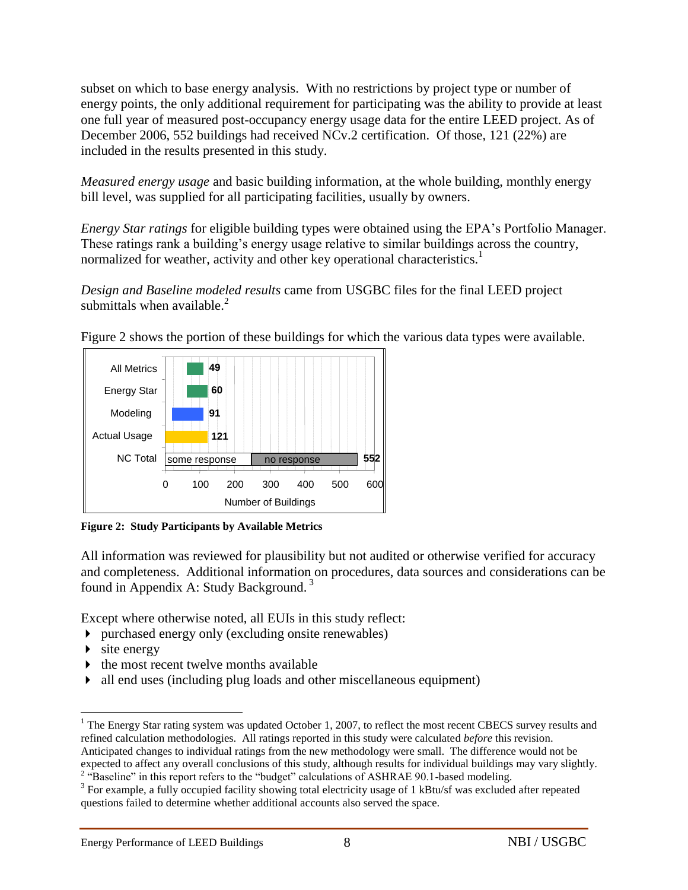subset on which to base energy analysis. With no restrictions by project type or number of energy points, the only additional requirement for participating was the ability to provide at least one full year of measured post-occupancy energy usage data for the entire LEED project. As of December 2006, 552 buildings had received NCv.2 certification. Of those, 121 (22%) are included in the results presented in this study.

*Measured energy usage* and basic building information, at the whole building, monthly energy bill level, was supplied for all participating facilities, usually by owners.

*Energy Star ratings* for eligible building types were obtained using the EPA's Portfolio Manager. These ratings rank a building's energy usage relative to similar buildings across the country, normalized for weather, activity and other key operational characteristics.[1]

*Design and Baseline modeled results* came from USGBC files for the final LEED project submittals when available.[2]

Figure 2 shows the portion of these buildings for which the various data types were available.

| Metric | Number of Buildings |
|---|---|
| All Metrics | 49 |
| Energy Star | 60 |
| Modeling | 91 |
| Actual Usage | 121 |
| NC Total (some response / no response) | 552 |

**Figure 2: Study Participants by Available Metrics**

All information was reviewed for plausibility but not audited or otherwise verified for accuracy and completeness. Additional information on procedures, data sources and considerations can be found in Appendix A: Study Background.[3]

Except where otherwise noted, all EUIs in this study reflect:

- purchased energy only (excluding onsite renewables)
- site energy
- the most recent twelve months available
- all end uses (including plug loads and other miscellaneous equipment)

---

[1] The Energy Star rating system was updated October 1, 2007, to reflect the most recent CBECS survey results and refined calculation methodologies. All ratings reported in this study were calculated *before* this revision. Anticipated changes to individual ratings from the new methodology were small. The difference would not be expected to affect any overall conclusions of this study, although results for individual buildings may vary slightly.

[2] "Baseline" in this report refers to the "budget" calculations of ASHRAE 90.1-based modeling.

[3] For example, a fully occupied facility showing total electricity usage of 1 kBtu/sf was excluded after repeated questions failed to determine whether additional accounts also served the space.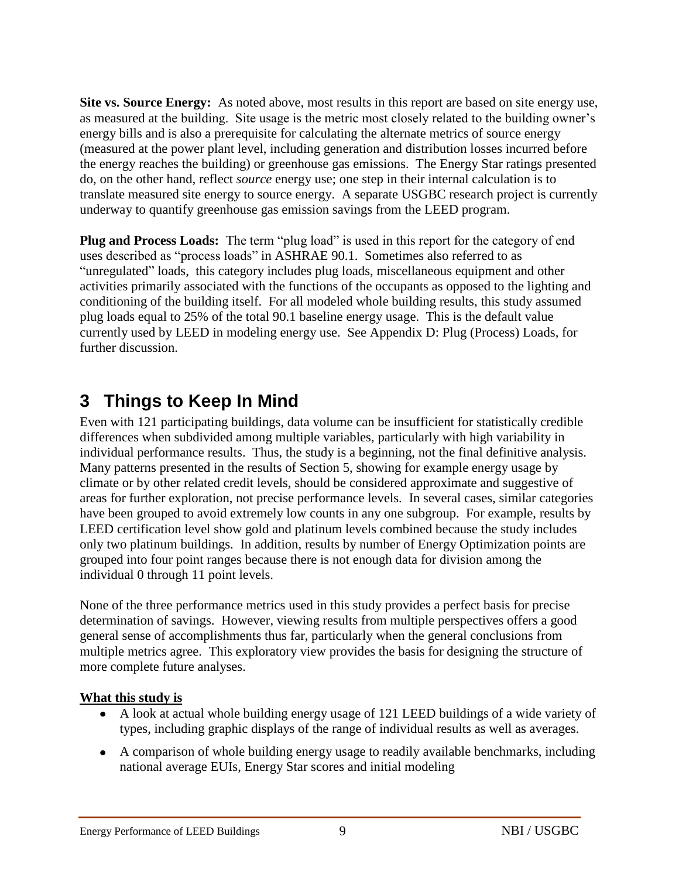**Site vs. Source Energy:** As noted above, most results in this report are based on site energy use, as measured at the building. Site usage is the metric most closely related to the building owner's energy bills and is also a prerequisite for calculating the alternate metrics of source energy (measured at the power plant level, including generation and distribution losses incurred before the energy reaches the building) or greenhouse gas emissions. The Energy Star ratings presented do, on the other hand, reflect *source* energy use; one step in their internal calculation is to translate measured site energy to source energy. A separate USGBC research project is currently underway to quantify greenhouse gas emission savings from the LEED program.

**Plug and Process Loads:** The term "plug load" is used in this report for the category of end uses described as "process loads" in ASHRAE 90.1. Sometimes also referred to as "unregulated" loads, this category includes plug loads, miscellaneous equipment and other activities primarily associated with the functions of the occupants as opposed to the lighting and conditioning of the building itself. For all modeled whole building results, this study assumed plug loads equal to 25% of the total 90.1 baseline energy usage. This is the default value currently used by LEED in modeling energy use. See Appendix D: Plug (Process) Loads, for further discussion.

# 3 Things to Keep In Mind

Even with 121 participating buildings, data volume can be insufficient for statistically credible differences when subdivided among multiple variables, particularly with high variability in individual performance results. Thus, the study is a beginning, not the final definitive analysis. Many patterns presented in the results of Section 5, showing for example energy usage by climate or by other related credit levels, should be considered approximate and suggestive of areas for further exploration, not precise performance levels. In several cases, similar categories have been grouped to avoid extremely low counts in any one subgroup. For example, results by LEED certification level show gold and platinum levels combined because the study includes only two platinum buildings. In addition, results by number of Energy Optimization points are grouped into four point ranges because there is not enough data for division among the individual 0 through 11 point levels.

None of the three performance metrics used in this study provides a perfect basis for precise determination of savings. However, viewing results from multiple perspectives offers a good general sense of accomplishments thus far, particularly when the general conclusions from multiple metrics agree. This exploratory view provides the basis for designing the structure of more complete future analyses.

**<u>What this study is</u>**

- A look at actual whole building energy usage of 121 LEED buildings of a wide variety of types, including graphic displays of the range of individual results as well as averages.
- A comparison of whole building energy usage to readily available benchmarks, including national average EUIs, Energy Star scores and initial modeling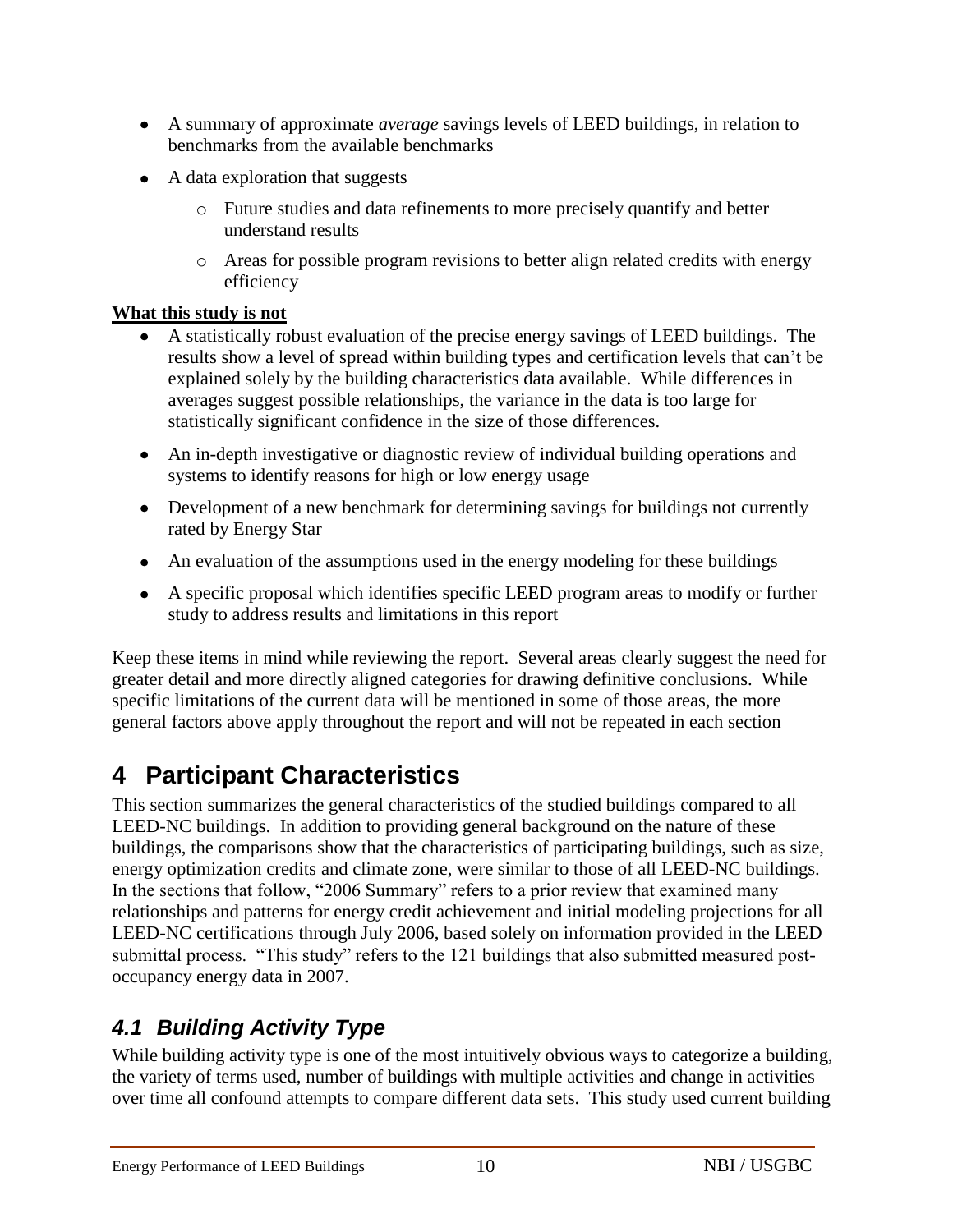- A summary of approximate *average* savings levels of LEED buildings, in relation to benchmarks from the available benchmarks
- A data exploration that suggests
    - Future studies and data refinements to more precisely quantify and better understand results
    - Areas for possible program revisions to better align related credits with energy efficiency

**What this study is not**

- A statistically robust evaluation of the precise energy savings of LEED buildings. The results show a level of spread within building types and certification levels that can't be explained solely by the building characteristics data available. While differences in averages suggest possible relationships, the variance in the data is too large for statistically significant confidence in the size of those differences.
- An in-depth investigative or diagnostic review of individual building operations and systems to identify reasons for high or low energy usage
- Development of a new benchmark for determining savings for buildings not currently rated by Energy Star
- An evaluation of the assumptions used in the energy modeling for these buildings
- A specific proposal which identifies specific LEED program areas to modify or further study to address results and limitations in this report

Keep these items in mind while reviewing the report. Several areas clearly suggest the need for greater detail and more directly aligned categories for drawing definitive conclusions. While specific limitations of the current data will be mentioned in some of those areas, the more general factors above apply throughout the report and will not be repeated in each section

# 4 Participant Characteristics

This section summarizes the general characteristics of the studied buildings compared to all LEED-NC buildings. In addition to providing general background on the nature of these buildings, the comparisons show that the characteristics of participating buildings, such as size, energy optimization credits and climate zone, were similar to those of all LEED-NC buildings. In the sections that follow, "2006 Summary" refers to a prior review that examined many relationships and patterns for energy credit achievement and initial modeling projections for all LEED-NC certifications through July 2006, based solely on information provided in the LEED submittal process. "This study" refers to the 121 buildings that also submitted measured post-occupancy energy data in 2007.

## *4.1 Building Activity Type*

While building activity type is one of the most intuitively obvious ways to categorize a building, the variety of terms used, number of buildings with multiple activities and change in activities over time all confound attempts to compare different data sets. This study used current building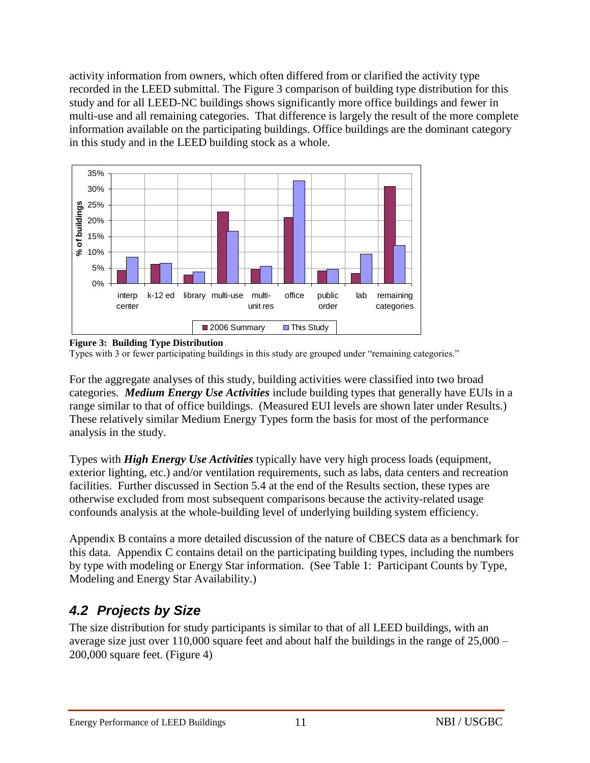activity information from owners, which often differed from or clarified the activity type recorded in the LEED submittal. The Figure 3 comparison of building type distribution for this study and for all LEED-NC buildings shows significantly more office buildings and fewer in multi-use and all remaining categories. That difference is largely the result of the more complete information available on the participating buildings. Office buildings are the dominant category in this study and in the LEED building stock as a whole.

**Figure 3: Building Type Distribution**

Types with 3 or fewer participating buildings in this study are grouped under "remaining categories."

For the aggregate analyses of this study, building activities were classified into two broad categories. ***Medium Energy Use Activities*** include building types that generally have EUIs in a range similar to that of office buildings. (Measured EUI levels are shown later under Results.) These relatively similar Medium Energy Types form the basis for most of the performance analysis in the study.

Types with ***High Energy Use Activities*** typically have very high process loads (equipment, exterior lighting, etc.) and/or ventilation requirements, such as labs, data centers and recreation facilities. Further discussed in Section 5.4 at the end of the Results section, these types are otherwise excluded from most subsequent comparisons because the activity-related usage confounds analysis at the whole-building level of underlying building system efficiency.

Appendix B contains a more detailed discussion of the nature of CBECS data as a benchmark for this data. Appendix C contains detail on the participating building types, including the numbers by type with modeling or Energy Star information. (See Table 1: Participant Counts by Type, Modeling and Energy Star Availability.)

## *4.2 Projects by Size*

The size distribution for study participants is similar to that of all LEED buildings, with an average size just over 110,000 square feet and about half the buildings in the range of 25,000 – 200,000 square feet. (Figure 4)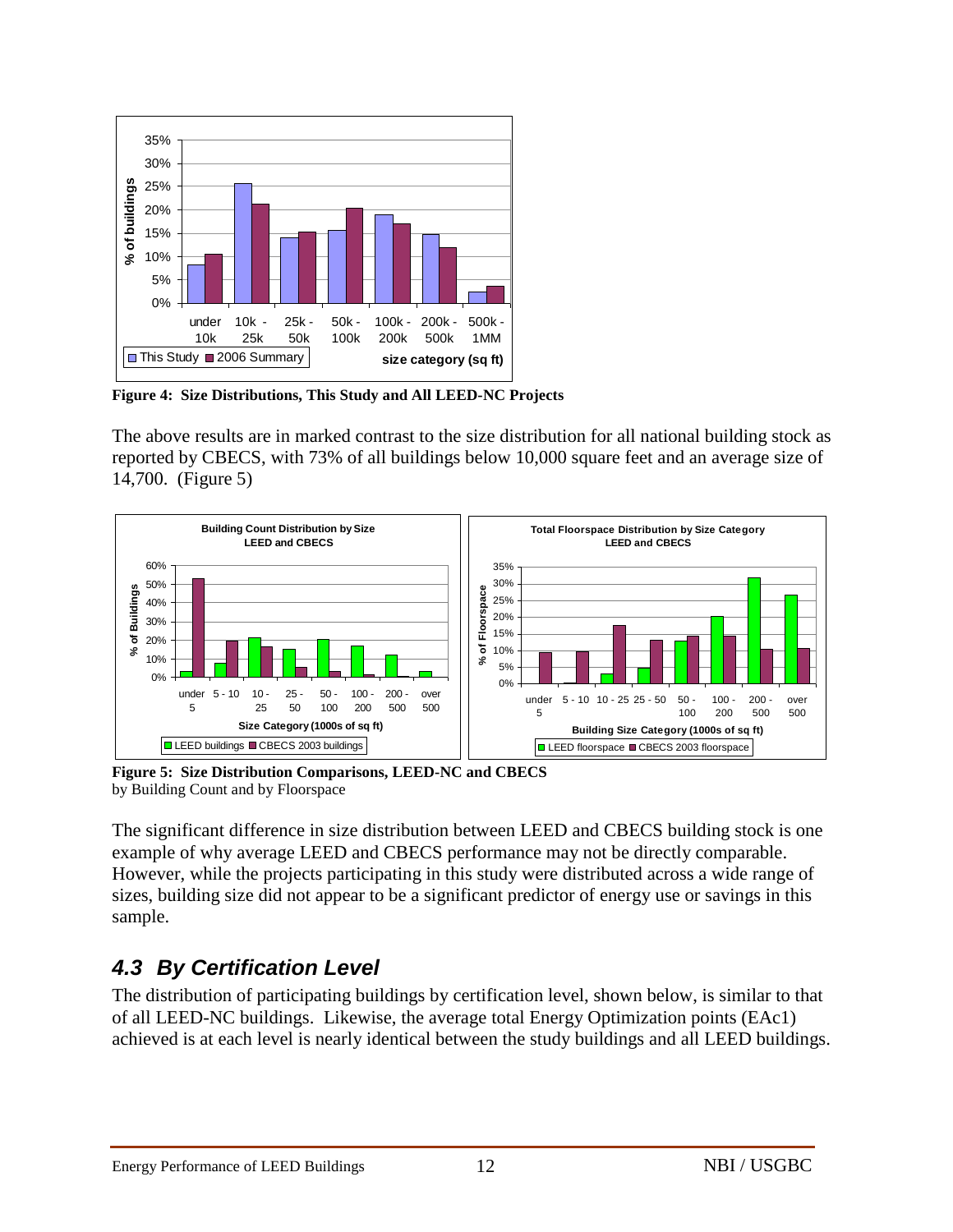Figure 4: Size Distributions, This Study and All LEED-NC Projects

The above results are in marked contrast to the size distribution for all national building stock as reported by CBECS, with 73% of all buildings below 10,000 square feet and an average size of 14,700. (Figure 5)

**Figure 5: Size Distribution Comparisons, LEED-NC and CBECS**
by Building Count and by Floorspace

The significant difference in size distribution between LEED and CBECS building stock is one example of why average LEED and CBECS performance may not be directly comparable. However, while the projects participating in this study were distributed across a wide range of sizes, building size did not appear to be a significant predictor of energy use or savings in this sample.

## *4.3 By Certification Level*

The distribution of participating buildings by certification level, shown below, is similar to that of all LEED-NC buildings. Likewise, the average total Energy Optimization points (EAc1) achieved is at each level is nearly identical between the study buildings and all LEED buildings.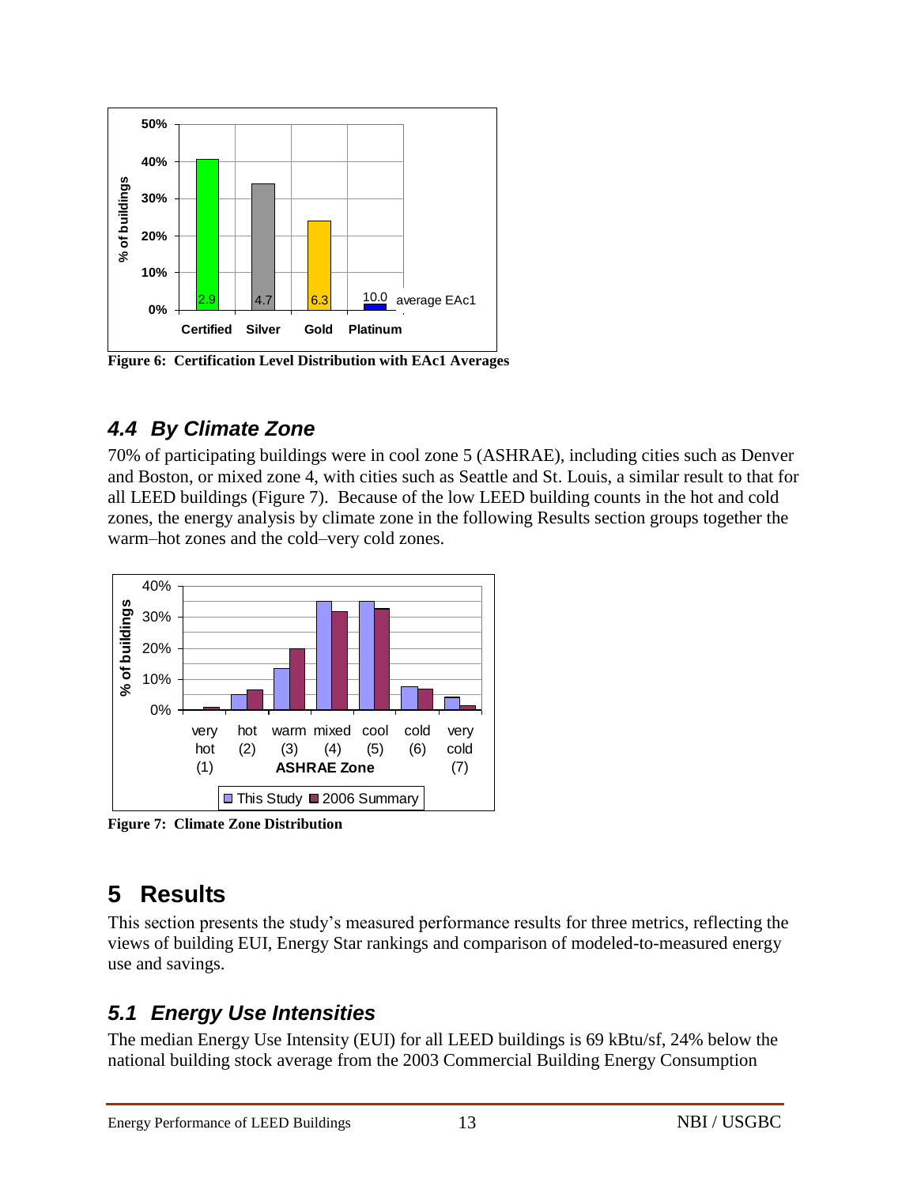Figure 6: Certification Level Distribution with EAc1 Averages

### 4.4 By Climate Zone

70% of participating buildings were in cool zone 5 (ASHRAE), including cities such as Denver and Boston, or mixed zone 4, with cities such as Seattle and St. Louis, a similar result to that for all LEED buildings (Figure 7). Because of the low LEED building counts in the hot and cold zones, the energy analysis by climate zone in the following Results section groups together the warm–hot zones and the cold–very cold zones.

Figure 7: Climate Zone Distribution

## 5 Results

This section presents the study's measured performance results for three metrics, reflecting the views of building EUI, Energy Star rankings and comparison of modeled-to-measured energy use and savings.

### 5.1 Energy Use Intensities

The median Energy Use Intensity (EUI) for all LEED buildings is 69 kBtu/sf, 24% below the national building stock average from the 2003 Commercial Building Energy Consumption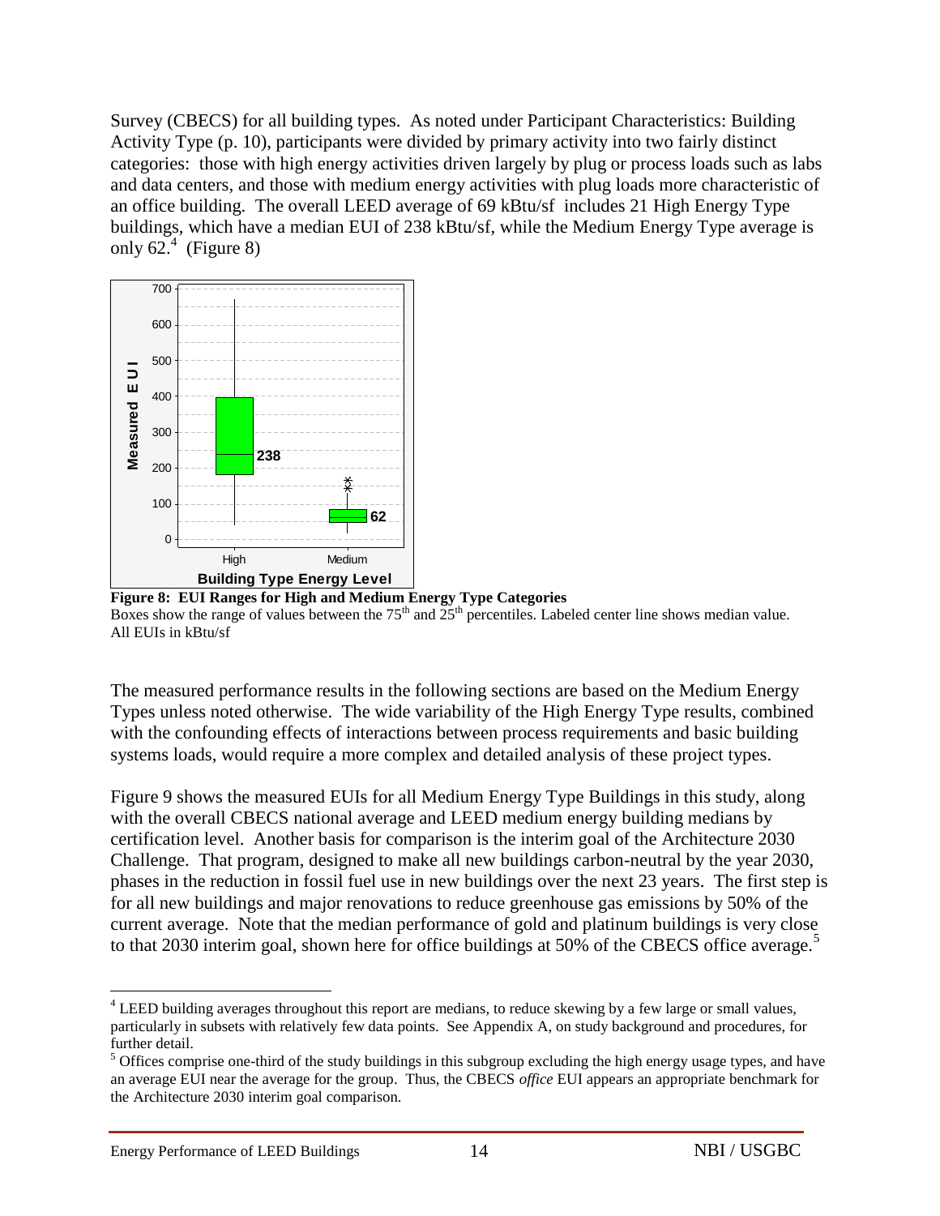Survey (CBECS) for all building types. As noted under Participant Characteristics: Building Activity Type (p. 10), participants were divided by primary activity into two fairly distinct categories: those with high energy activities driven largely by plug or process loads such as labs and data centers, and those with medium energy activities with plug loads more characteristic of an office building. The overall LEED average of 69 kBtu/sf includes 21 High Energy Type buildings, which have a median EUI of 238 kBtu/sf, while the Medium Energy Type average is only 62.[4] (Figure 8)

**Figure 8: EUI Ranges for High and Medium Energy Type Categories**

Boxes show the range of values between the 75th and 25th percentiles. Labeled center line shows median value. All EUIs in kBtu/sf

The measured performance results in the following sections are based on the Medium Energy Types unless noted otherwise. The wide variability of the High Energy Type results, combined with the confounding effects of interactions between process requirements and basic building systems loads, would require a more complex and detailed analysis of these project types.

Figure 9 shows the measured EUIs for all Medium Energy Type Buildings in this study, along with the overall CBECS national average and LEED medium energy building medians by certification level. Another basis for comparison is the interim goal of the Architecture 2030 Challenge. That program, designed to make all new buildings carbon-neutral by the year 2030, phases in the reduction in fossil fuel use in new buildings over the next 23 years. The first step is for all new buildings and major renovations to reduce greenhouse gas emissions by 50% of the current average. Note that the median performance of gold and platinum buildings is very close to that 2030 interim goal, shown here for office buildings at 50% of the CBECS office average.[5]

---

[4] LEED building averages throughout this report are medians, to reduce skewing by a few large or small values, particularly in subsets with relatively few data points. See Appendix A, on study background and procedures, for further detail.

[5] Offices comprise one-third of the study buildings in this subgroup excluding the high energy usage types, and have an average EUI near the average for the group. Thus, the CBECS *office* EUI appears an appropriate benchmark for the Architecture 2030 interim goal comparison.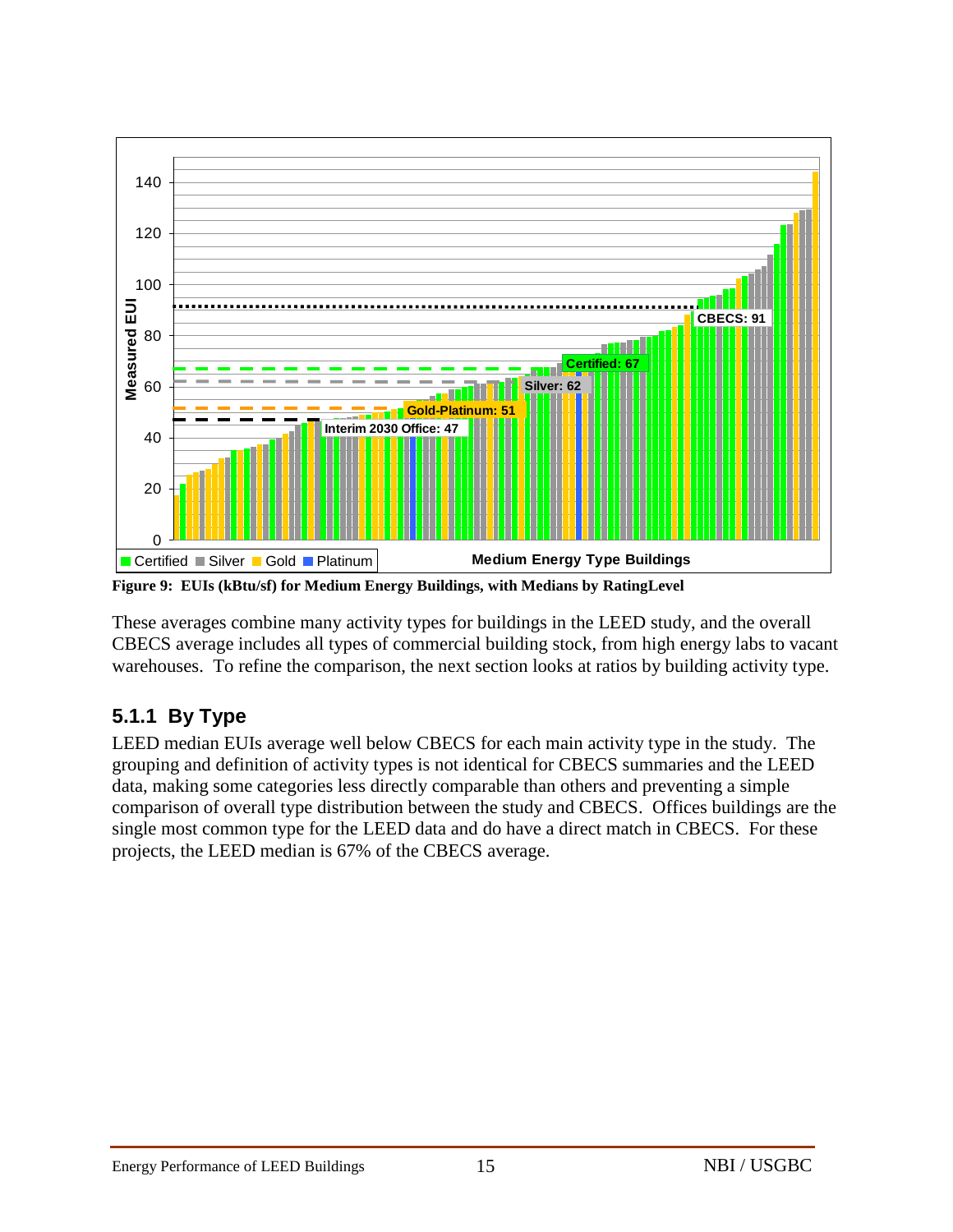Figure 9: EUIs (kBtu/sf) for Medium Energy Buildings, with Medians by RatingLevel

These averages combine many activity types for buildings in the LEED study, and the overall CBECS average includes all types of commercial building stock, from high energy labs to vacant warehouses. To refine the comparison, the next section looks at ratios by building activity type.

### 5.1.1 By Type

LEED median EUIs average well below CBECS for each main activity type in the study. The grouping and definition of activity types is not identical for CBECS summaries and the LEED data, making some categories less directly comparable than others and preventing a simple comparison of overall type distribution between the study and CBECS. Offices buildings are the single most common type for the LEED data and do have a direct match in CBECS. For these projects, the LEED median is 67% of the CBECS average.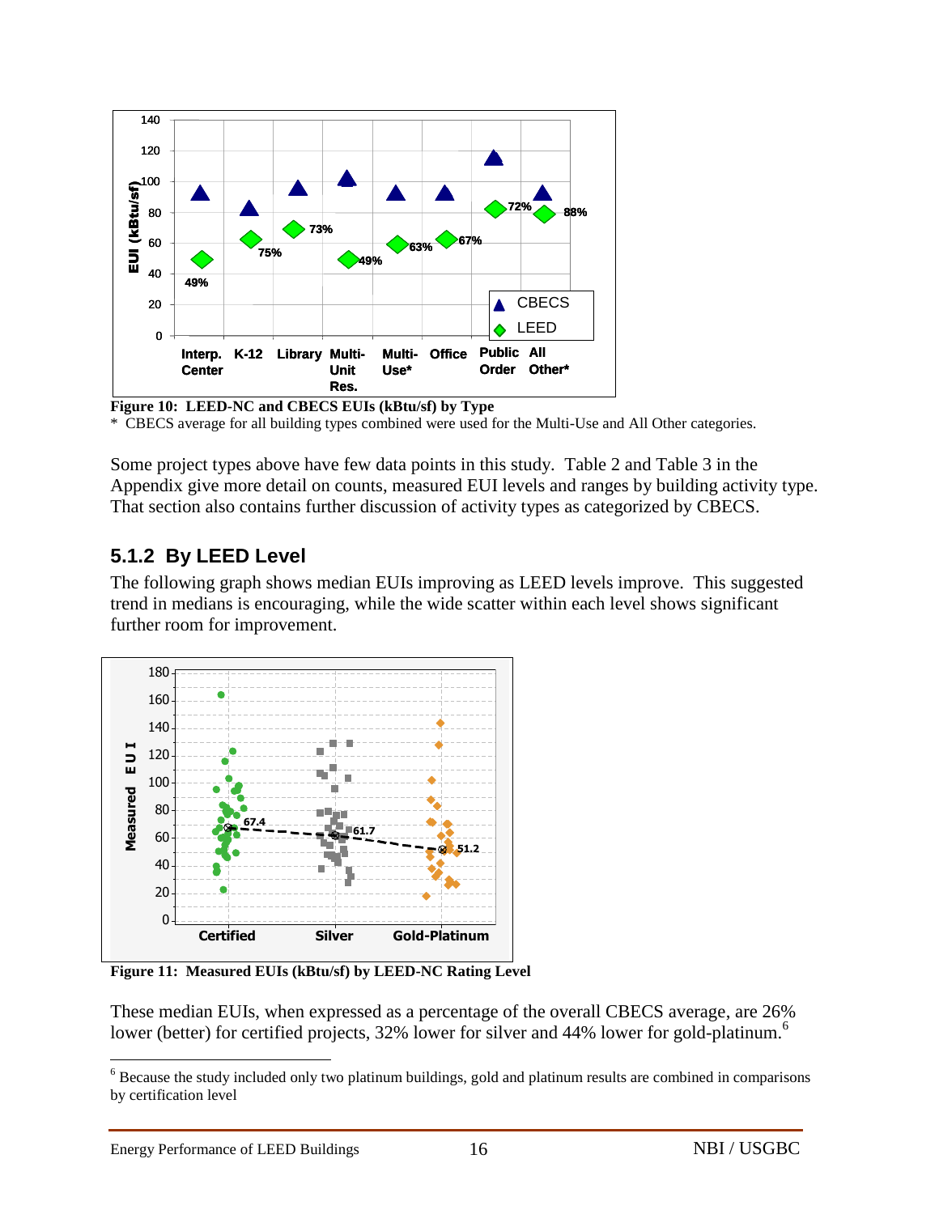**Figure 10: LEED-NC and CBECS EUIs (kBtu/sf) by Type**

\* CBECS average for all building types combined were used for the Multi-Use and All Other categories.

Some project types above have few data points in this study. Table 2 and Table 3 in the Appendix give more detail on counts, measured EUI levels and ranges by building activity type. That section also contains further discussion of activity types as categorized by CBECS.

### 5.1.2 By LEED Level

The following graph shows median EUIs improving as LEED levels improve. This suggested trend in medians is encouraging, while the wide scatter within each level shows significant further room for improvement.

**Figure 11: Measured EUIs (kBtu/sf) by LEED-NC Rating Level**

These median EUIs, when expressed as a percentage of the overall CBECS average, are 26% lower (better) for certified projects, 32% lower for silver and 44% lower for gold-platinum.[6]

---

[6] Because the study included only two platinum buildings, gold and platinum results are combined in comparisons by certification level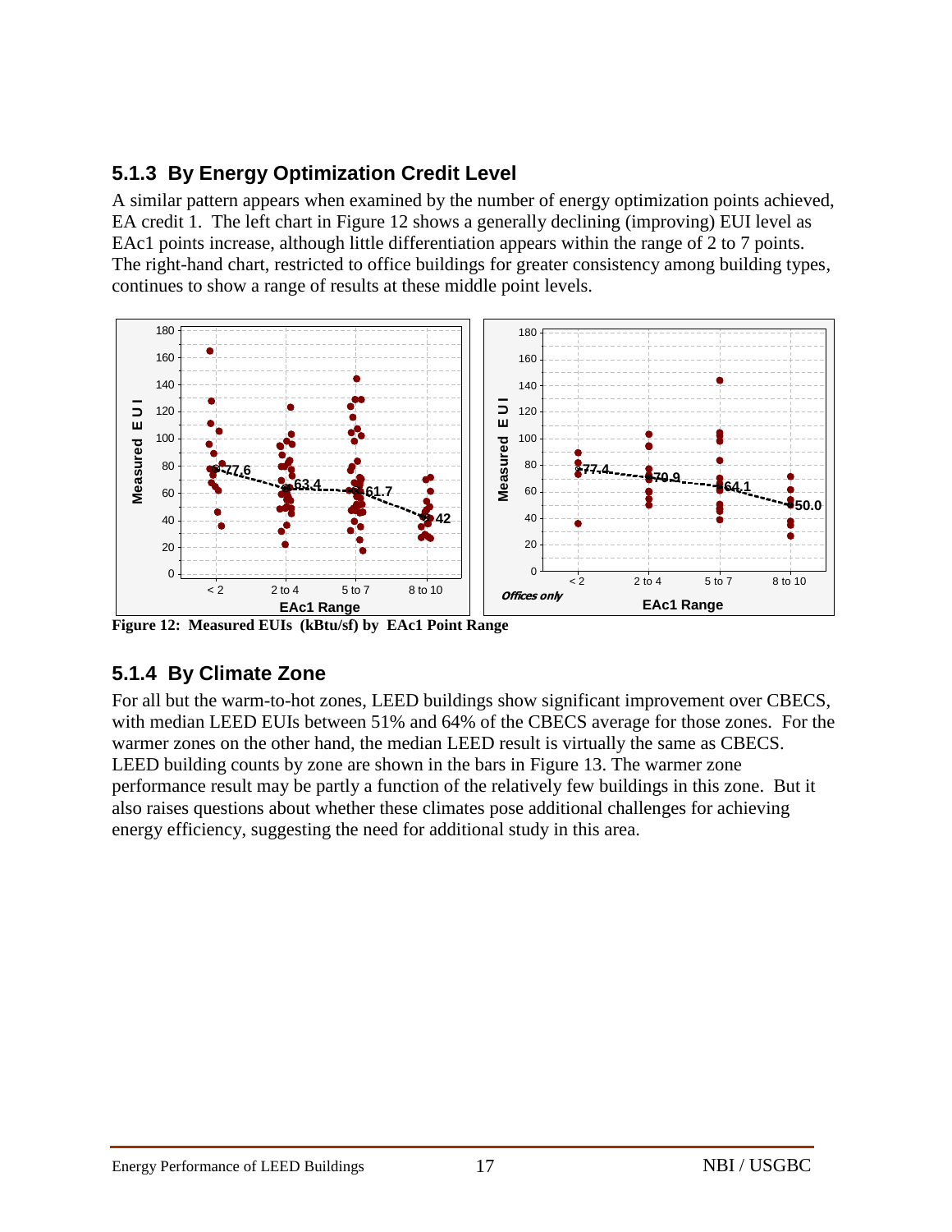### 5.1.3 By Energy Optimization Credit Level

A similar pattern appears when examined by the number of energy optimization points achieved, EA credit 1. The left chart in Figure 12 shows a generally declining (improving) EUI level as EAc1 points increase, although little differentiation appears within the range of 2 to 7 points. The right-hand chart, restricted to office buildings for greater consistency among building types, continues to show a range of results at these middle point levels.

**Figure 12: Measured EUIs (kBtu/sf) by EAc1 Point Range**

### 5.1.4 By Climate Zone

For all but the warm-to-hot zones, LEED buildings show significant improvement over CBECS, with median LEED EUIs between 51% and 64% of the CBECS average for those zones. For the warmer zones on the other hand, the median LEED result is virtually the same as CBECS. LEED building counts by zone are shown in the bars in Figure 13. The warmer zone performance result may be partly a function of the relatively few buildings in this zone. But it also raises questions about whether these climates pose additional challenges for achieving energy efficiency, suggesting the need for additional study in this area.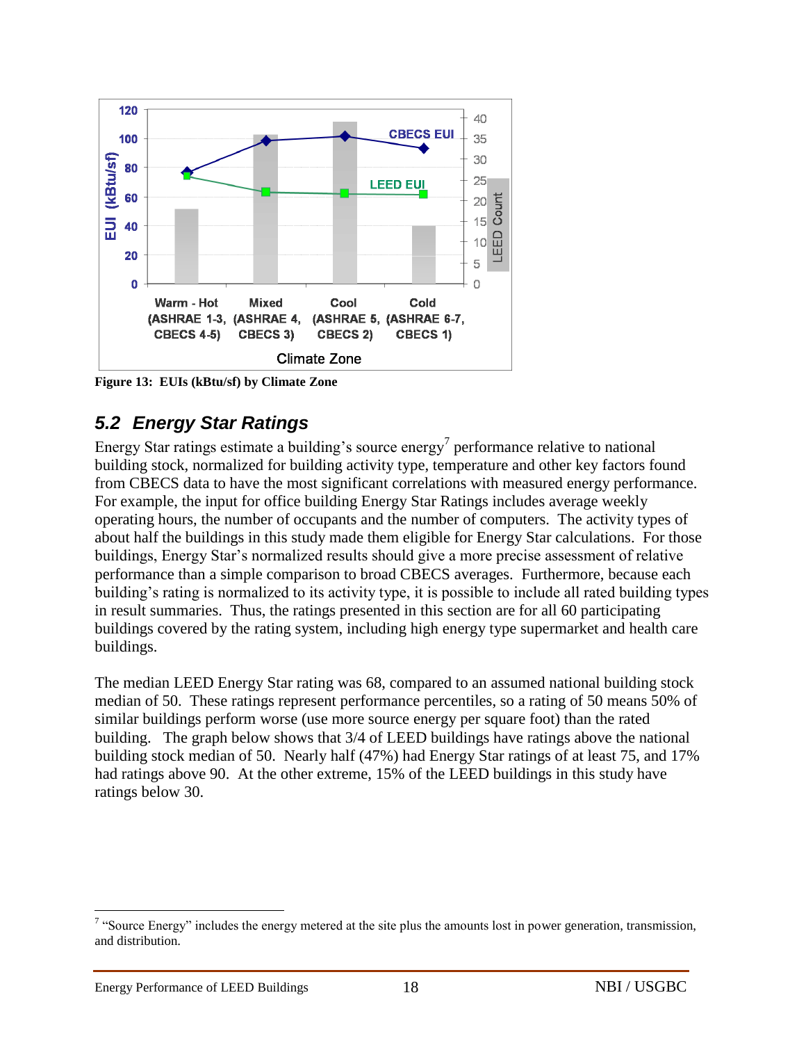Figure 13: EUIs (kBtu/sf) by Climate Zone

## 5.2 Energy Star Ratings

Energy Star ratings estimate a building's source energy[7] performance relative to national building stock, normalized for building activity type, temperature and other key factors found from CBECS data to have the most significant correlations with measured energy performance. For example, the input for office building Energy Star Ratings includes average weekly operating hours, the number of occupants and the number of computers. The activity types of about half the buildings in this study made them eligible for Energy Star calculations. For those buildings, Energy Star's normalized results should give a more precise assessment of relative performance than a simple comparison to broad CBECS averages. Furthermore, because each building's rating is normalized to its activity type, it is possible to include all rated building types in result summaries. Thus, the ratings presented in this section are for all 60 participating buildings covered by the rating system, including high energy type supermarket and health care buildings.

The median LEED Energy Star rating was 68, compared to an assumed national building stock median of 50. These ratings represent performance percentiles, so a rating of 50 means 50% of similar buildings perform worse (use more source energy per square foot) than the rated building. The graph below shows that 3/4 of LEED buildings have ratings above the national building stock median of 50. Nearly half (47%) had Energy Star ratings of at least 75, and 17% had ratings above 90. At the other extreme, 15% of the LEED buildings in this study have ratings below 30.

[7] "Source Energy" includes the energy metered at the site plus the amounts lost in power generation, transmission, and distribution.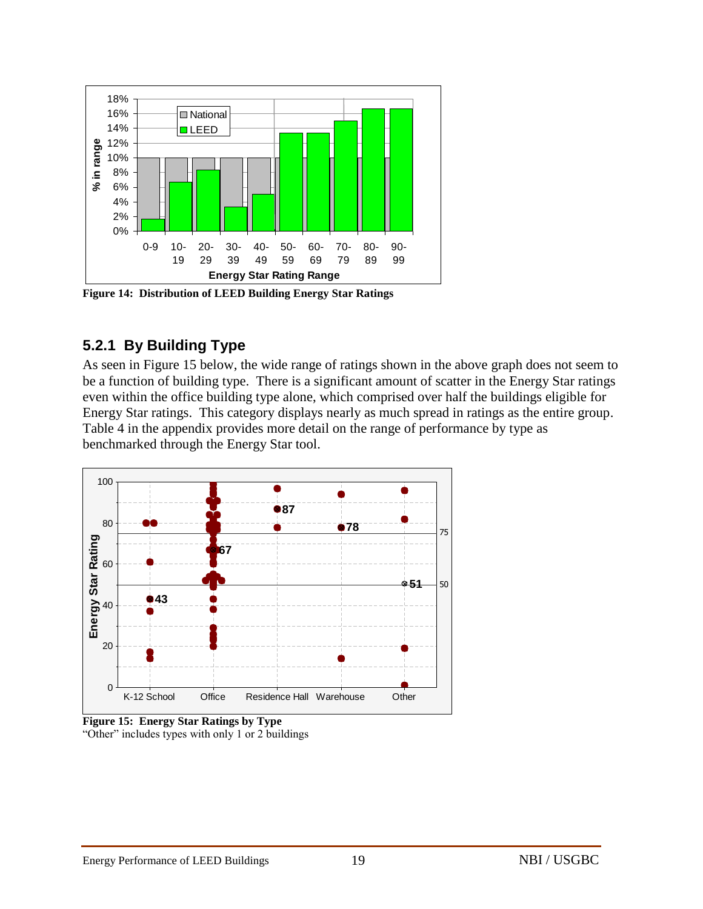Figure 14: Distribution of LEED Building Energy Star Ratings

### 5.2.1 By Building Type

As seen in Figure 15 below, the wide range of ratings shown in the above graph does not seem to be a function of building type. There is a significant amount of scatter in the Energy Star ratings even within the office building type alone, which comprised over half the buildings eligible for Energy Star ratings. This category displays nearly as much spread in ratings as the entire group. Table 4 in the appendix provides more detail on the range of performance by type as benchmarked through the Energy Star tool.

Figure 15: Energy Star Ratings by Type
"Other" includes types with only 1 or 2 buildings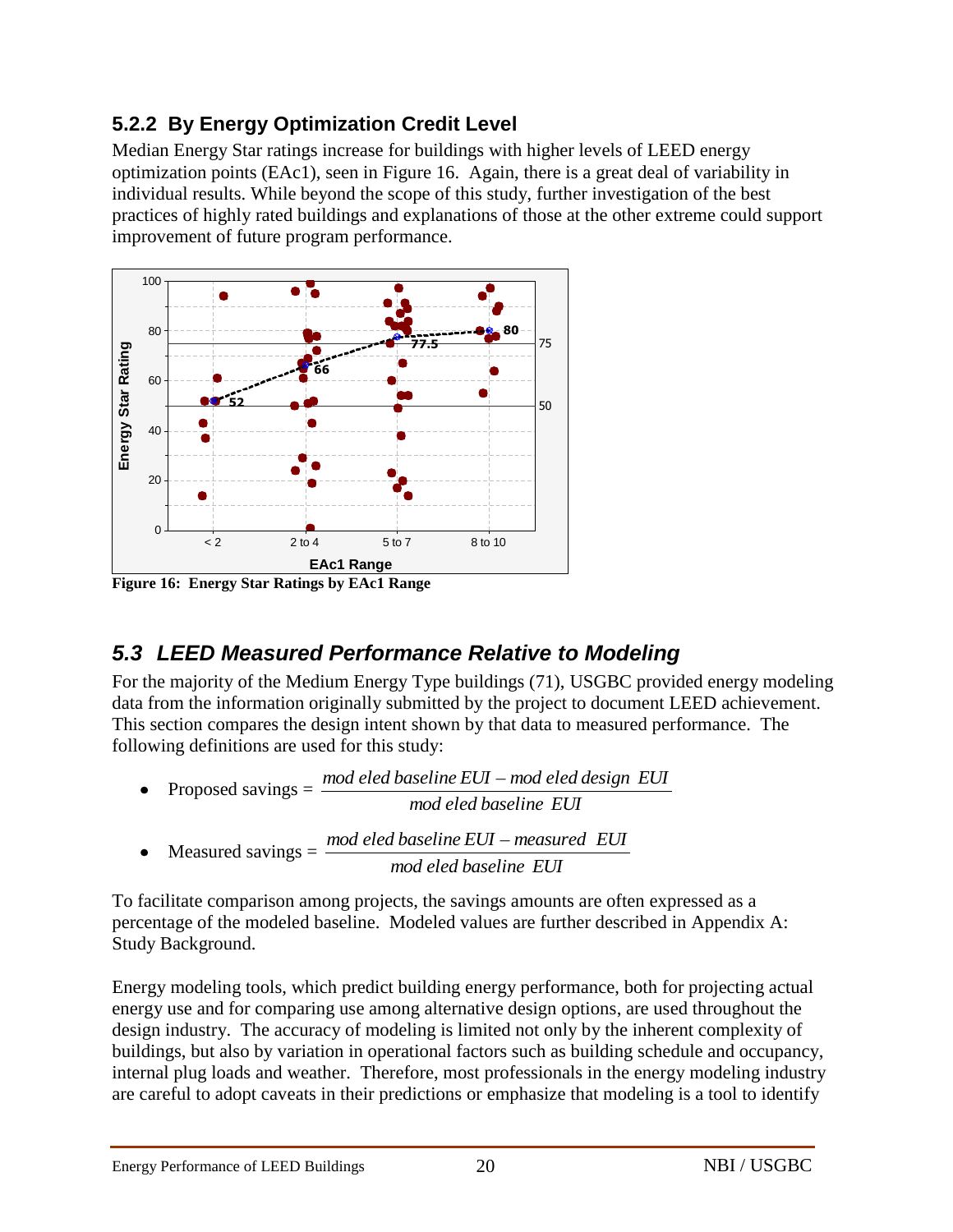### 5.2.2 By Energy Optimization Credit Level

Median Energy Star ratings increase for buildings with higher levels of LEED energy optimization points (EAc1), seen in Figure 16. Again, there is a great deal of variability in individual results. While beyond the scope of this study, further investigation of the best practices of highly rated buildings and explanations of those at the other extreme could support improvement of future program performance.

**Figure 16: Energy Star Ratings by EAc1 Range**

## *5.3 LEED Measured Performance Relative to Modeling*

For the majority of the Medium Energy Type buildings (71), USGBC provided energy modeling data from the information originally submitted by the project to document LEED achievement. This section compares the design intent shown by that data to measured performance. The following definitions are used for this study:

- Proposed savings = $\dfrac{modeled\ baseline\ EUI - modeled\ design\ EUI}{modeled\ baseline\ EUI}$
- Measured savings = $\dfrac{modeled\ baseline\ EUI - measured\ EUI}{modeled\ baseline\ EUI}$

To facilitate comparison among projects, the savings amounts are often expressed as a percentage of the modeled baseline. Modeled values are further described in Appendix A: Study Background.

Energy modeling tools, which predict building energy performance, both for projecting actual energy use and for comparing use among alternative design options, are used throughout the design industry. The accuracy of modeling is limited not only by the inherent complexity of buildings, but also by variation in operational factors such as building schedule and occupancy, internal plug loads and weather. Therefore, most professionals in the energy modeling industry are careful to adopt caveats in their predictions or emphasize that modeling is a tool to identify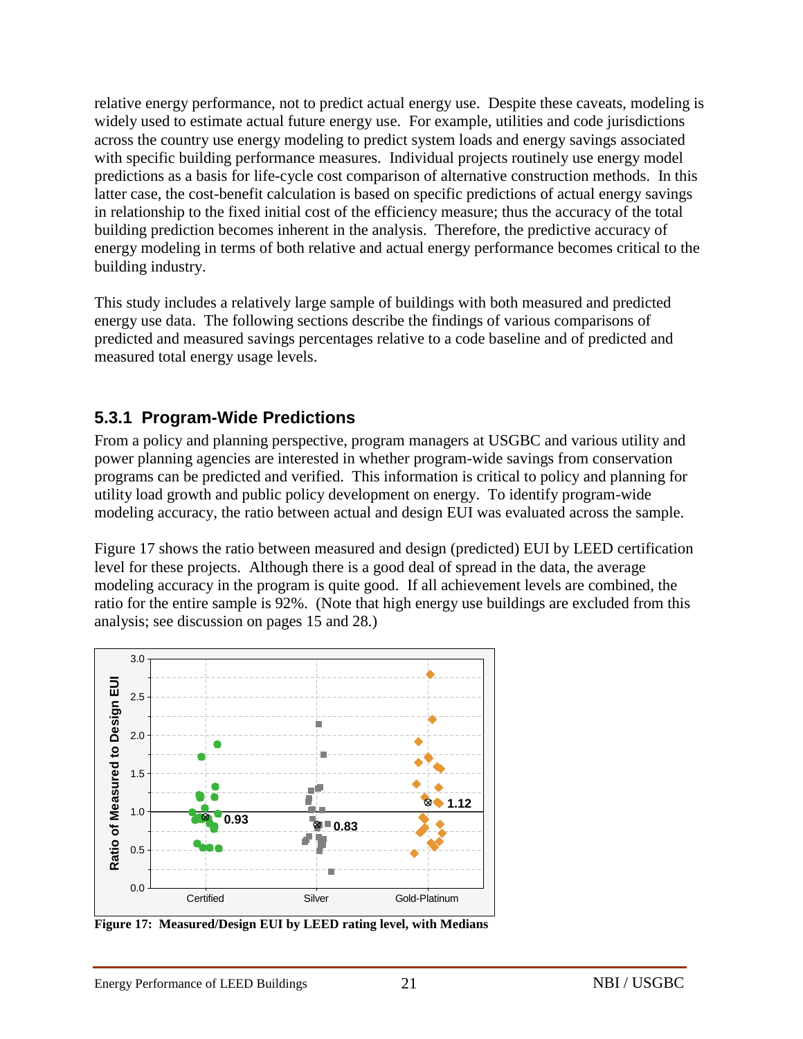relative energy performance, not to predict actual energy use. Despite these caveats, modeling is widely used to estimate actual future energy use. For example, utilities and code jurisdictions across the country use energy modeling to predict system loads and energy savings associated with specific building performance measures. Individual projects routinely use energy model predictions as a basis for life-cycle cost comparison of alternative construction methods. In this latter case, the cost-benefit calculation is based on specific predictions of actual energy savings in relationship to the fixed initial cost of the efficiency measure; thus the accuracy of the total building prediction becomes inherent in the analysis. Therefore, the predictive accuracy of energy modeling in terms of both relative and actual energy performance becomes critical to the building industry.

This study includes a relatively large sample of buildings with both measured and predicted energy use data. The following sections describe the findings of various comparisons of predicted and measured savings percentages relative to a code baseline and of predicted and measured total energy usage levels.

### 5.3.1 Program-Wide Predictions

From a policy and planning perspective, program managers at USGBC and various utility and power planning agencies are interested in whether program-wide savings from conservation programs can be predicted and verified. This information is critical to policy and planning for utility load growth and public policy development on energy. To identify program-wide modeling accuracy, the ratio between actual and design EUI was evaluated across the sample.

Figure 17 shows the ratio between measured and design (predicted) EUI by LEED certification level for these projects. Although there is a good deal of spread in the data, the average modeling accuracy in the program is quite good. If all achievement levels are combined, the ratio for the entire sample is 92%. (Note that high energy use buildings are excluded from this analysis; see discussion on pages 15 and 28.)

**Figure 17: Measured/Design EUI by LEED rating level, with Medians**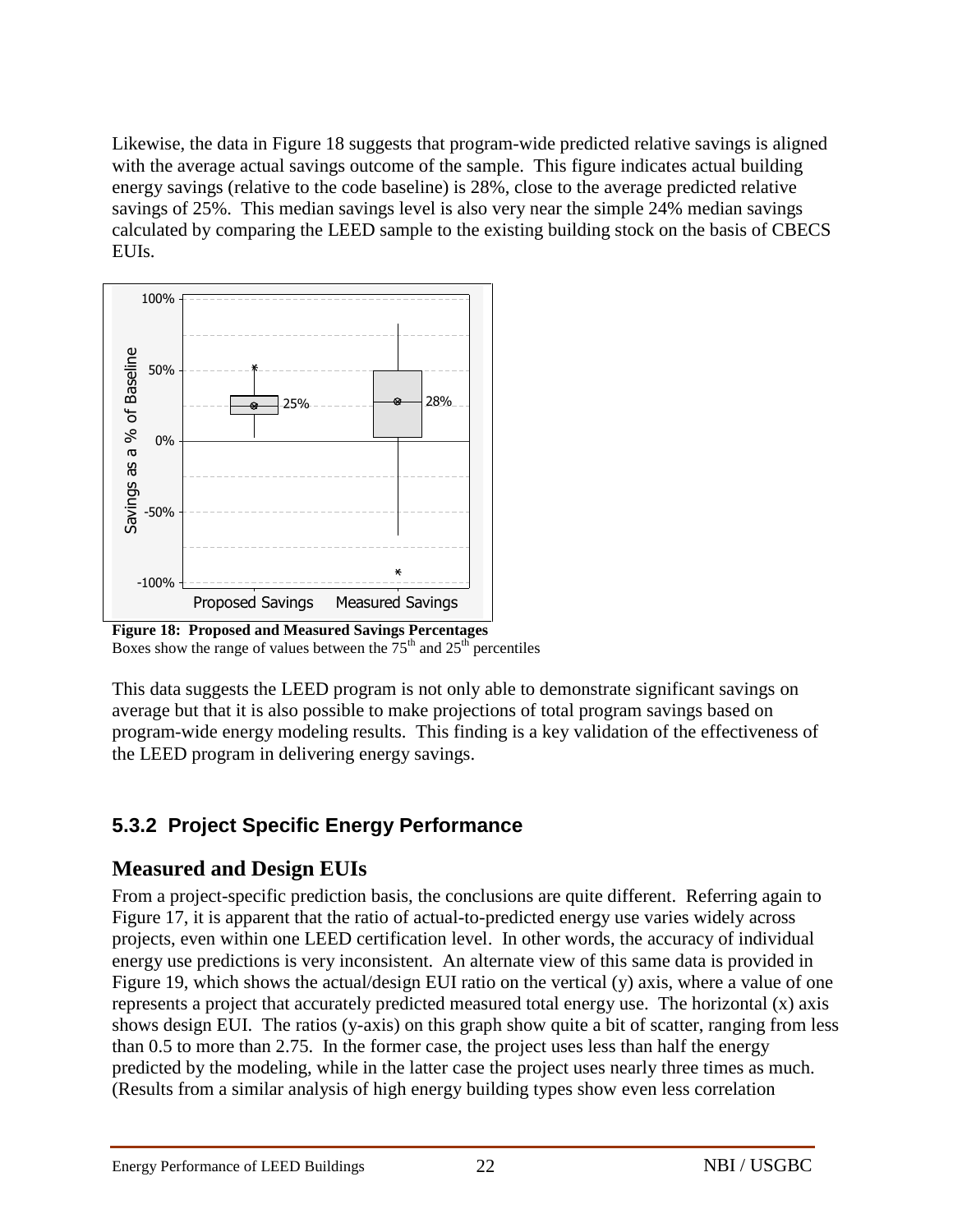Likewise, the data in Figure 18 suggests that program-wide predicted relative savings is aligned with the average actual savings outcome of the sample. This figure indicates actual building energy savings (relative to the code baseline) is 28%, close to the average predicted relative savings of 25%. This median savings level is also very near the simple 24% median savings calculated by comparing the LEED sample to the existing building stock on the basis of CBECS EUIs.

**Figure 18: Proposed and Measured Savings Percentages**
Boxes show the range of values between the 75th and 25th percentiles

This data suggests the LEED program is not only able to demonstrate significant savings on average but that it is also possible to make projections of total program savings based on program-wide energy modeling results. This finding is a key validation of the effectiveness of the LEED program in delivering energy savings.

### 5.3.2 Project Specific Energy Performance

## Measured and Design EUIs

From a project-specific prediction basis, the conclusions are quite different. Referring again to Figure 17, it is apparent that the ratio of actual-to-predicted energy use varies widely across projects, even within one LEED certification level. In other words, the accuracy of individual energy use predictions is very inconsistent. An alternate view of this same data is provided in Figure 19, which shows the actual/design EUI ratio on the vertical (y) axis, where a value of one represents a project that accurately predicted measured total energy use. The horizontal (x) axis shows design EUI. The ratios (y-axis) on this graph show quite a bit of scatter, ranging from less than 0.5 to more than 2.75. In the former case, the project uses less than half the energy predicted by the modeling, while in the latter case the project uses nearly three times as much. (Results from a similar analysis of high energy building types show even less correlation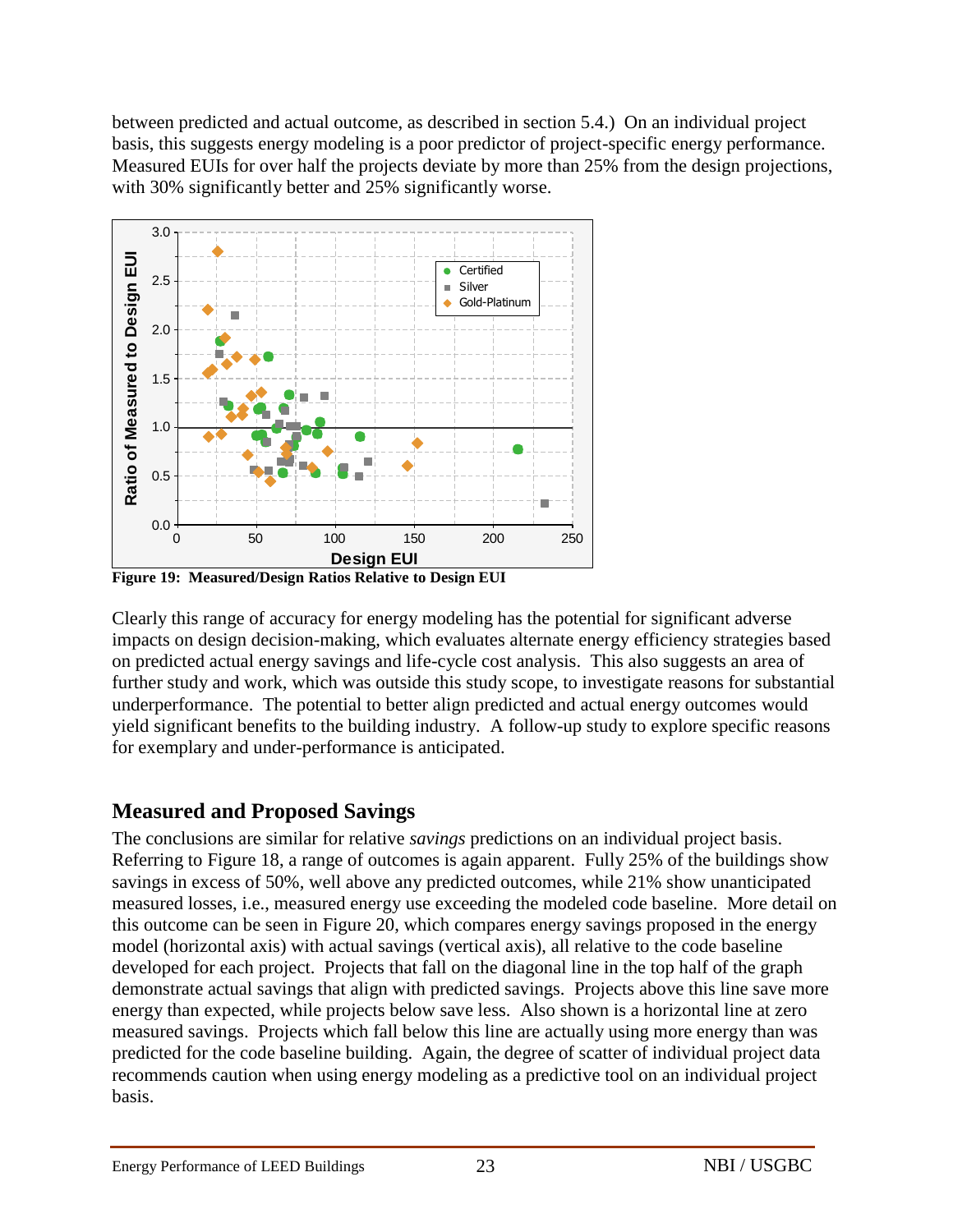between predicted and actual outcome, as described in section 5.4.) On an individual project basis, this suggests energy modeling is a poor predictor of project-specific energy performance. Measured EUIs for over half the projects deviate by more than 25% from the design projections, with 30% significantly better and 25% significantly worse.

**Figure 19: Measured/Design Ratios Relative to Design EUI**

Clearly this range of accuracy for energy modeling has the potential for significant adverse impacts on design decision-making, which evaluates alternate energy efficiency strategies based on predicted actual energy savings and life-cycle cost analysis. This also suggests an area of further study and work, which was outside this study scope, to investigate reasons for substantial underperformance. The potential to better align predicted and actual energy outcomes would yield significant benefits to the building industry. A follow-up study to explore specific reasons for exemplary and under-performance is anticipated.

## Measured and Proposed Savings

The conclusions are similar for relative *savings* predictions on an individual project basis. Referring to Figure 18, a range of outcomes is again apparent. Fully 25% of the buildings show savings in excess of 50%, well above any predicted outcomes, while 21% show unanticipated measured losses, i.e., measured energy use exceeding the modeled code baseline. More detail on this outcome can be seen in Figure 20, which compares energy savings proposed in the energy model (horizontal axis) with actual savings (vertical axis), all relative to the code baseline developed for each project. Projects that fall on the diagonal line in the top half of the graph demonstrate actual savings that align with predicted savings. Projects above this line save more energy than expected, while projects below save less. Also shown is a horizontal line at zero measured savings. Projects which fall below this line are actually using more energy than was predicted for the code baseline building. Again, the degree of scatter of individual project data recommends caution when using energy modeling as a predictive tool on an individual project basis.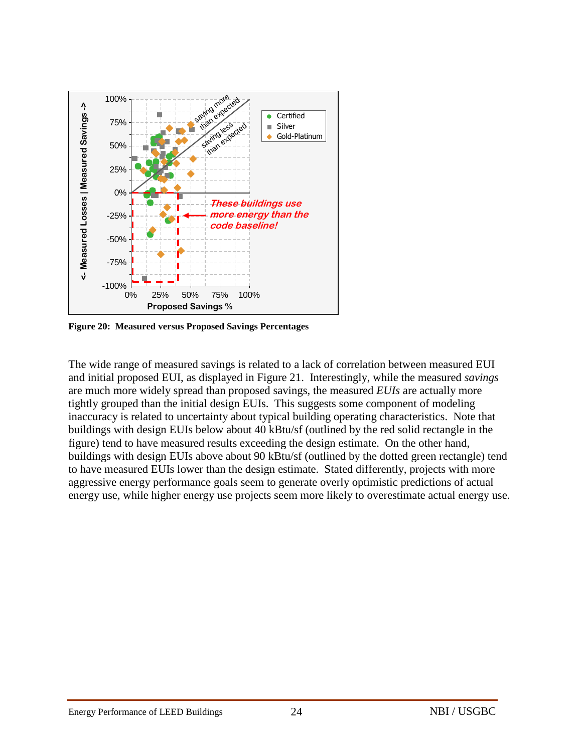**Figure 20: Measured versus Proposed Savings Percentages**

The wide range of measured savings is related to a lack of correlation between measured EUI and initial proposed EUI, as displayed in Figure 21. Interestingly, while the measured *savings* are much more widely spread than proposed savings, the measured *EUIs* are actually more tightly grouped than the initial design EUIs. This suggests some component of modeling inaccuracy is related to uncertainty about typical building operating characteristics. Note that buildings with design EUIs below about 40 kBtu/sf (outlined by the red solid rectangle in the figure) tend to have measured results exceeding the design estimate. On the other hand, buildings with design EUIs above about 90 kBtu/sf (outlined by the dotted green rectangle) tend to have measured EUIs lower than the design estimate. Stated differently, projects with more aggressive energy performance goals seem to generate overly optimistic predictions of actual energy use, while higher energy use projects seem more likely to overestimate actual energy use.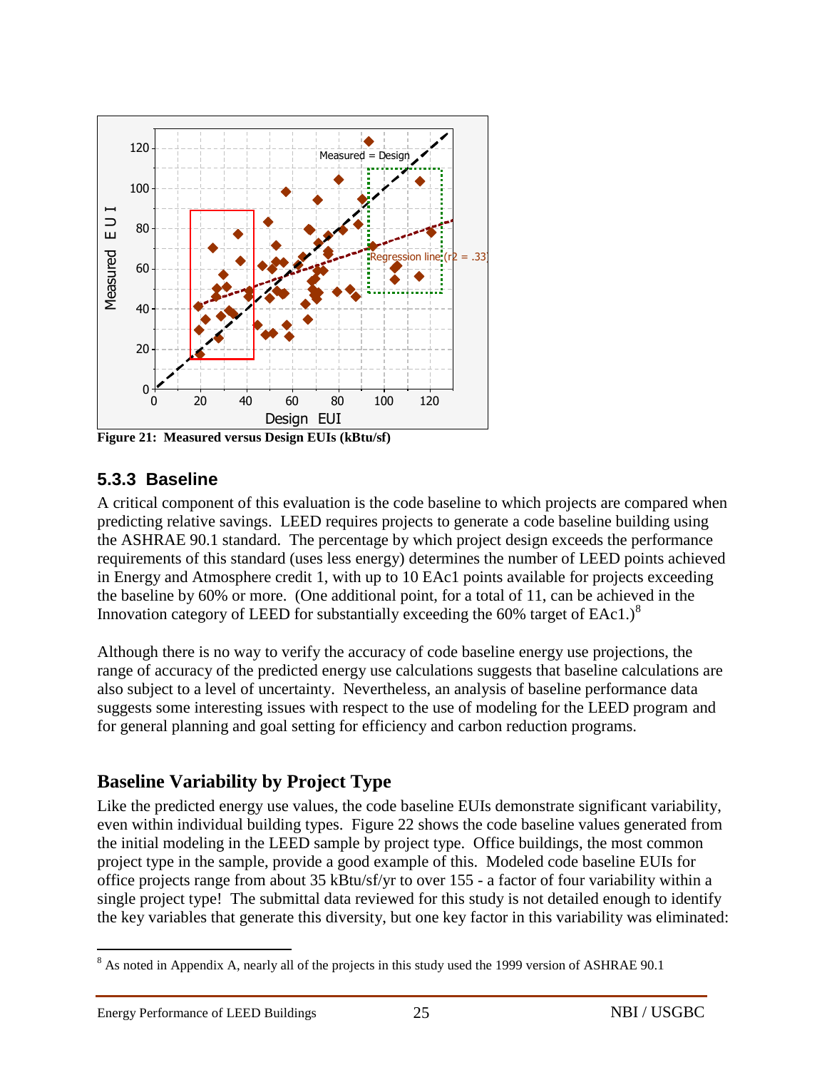**Figure 21: Measured versus Design EUIs (kBtu/sf)**

### 5.3.3 Baseline

A critical component of this evaluation is the code baseline to which projects are compared when predicting relative savings. LEED requires projects to generate a code baseline building using the ASHRAE 90.1 standard. The percentage by which project design exceeds the performance requirements of this standard (uses less energy) determines the number of LEED points achieved in Energy and Atmosphere credit 1, with up to 10 EAc1 points available for projects exceeding the baseline by 60% or more. (One additional point, for a total of 11, can be achieved in the Innovation category of LEED for substantially exceeding the 60% target of EAc1.)[8]

Although there is no way to verify the accuracy of code baseline energy use projections, the range of accuracy of the predicted energy use calculations suggests that baseline calculations are also subject to a level of uncertainty. Nevertheless, an analysis of baseline performance data suggests some interesting issues with respect to the use of modeling for the LEED program and for general planning and goal setting for efficiency and carbon reduction programs.

## Baseline Variability by Project Type

Like the predicted energy use values, the code baseline EUIs demonstrate significant variability, even within individual building types. Figure 22 shows the code baseline values generated from the initial modeling in the LEED sample by project type. Office buildings, the most common project type in the sample, provide a good example of this. Modeled code baseline EUIs for office projects range from about 35 kBtu/sf/yr to over 155 - a factor of four variability within a single project type! The submittal data reviewed for this study is not detailed enough to identify the key variables that generate this diversity, but one key factor in this variability was eliminated:

---

[8] As noted in Appendix A, nearly all of the projects in this study used the 1999 version of ASHRAE 90.1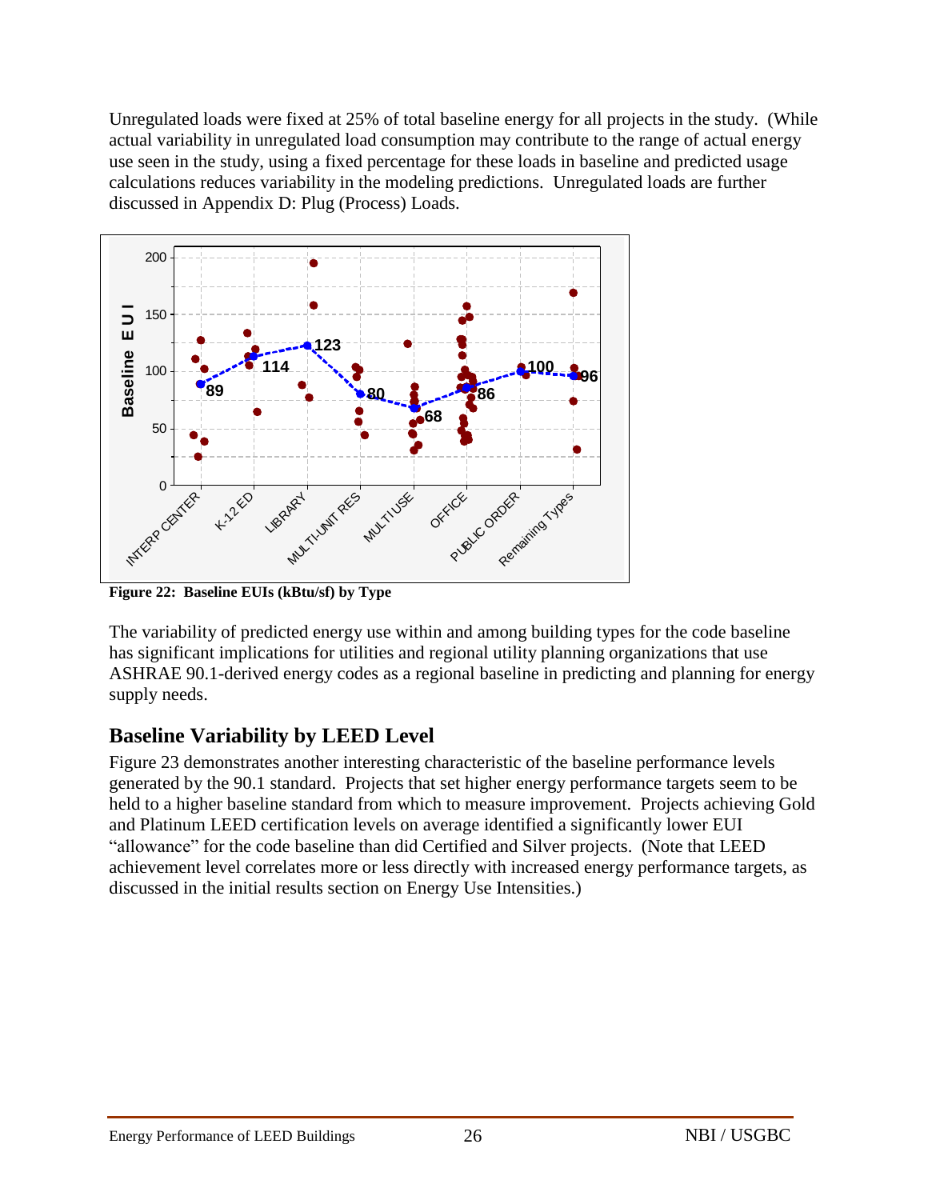Unregulated loads were fixed at 25% of total baseline energy for all projects in the study. (While actual variability in unregulated load consumption may contribute to the range of actual energy use seen in the study, using a fixed percentage for these loads in baseline and predicted usage calculations reduces variability in the modeling predictions. Unregulated loads are further discussed in Appendix D: Plug (Process) Loads.

**Figure 22: Baseline EUIs (kBtu/sf) by Type**

The variability of predicted energy use within and among building types for the code baseline has significant implications for utilities and regional utility planning organizations that use ASHRAE 90.1-derived energy codes as a regional baseline in predicting and planning for energy supply needs.

## Baseline Variability by LEED Level

Figure 23 demonstrates another interesting characteristic of the baseline performance levels generated by the 90.1 standard. Projects that set higher energy performance targets seem to be held to a higher baseline standard from which to measure improvement. Projects achieving Gold and Platinum LEED certification levels on average identified a significantly lower EUI "allowance" for the code baseline than did Certified and Silver projects. (Note that LEED achievement level correlates more or less directly with increased energy performance targets, as discussed in the initial results section on Energy Use Intensities.)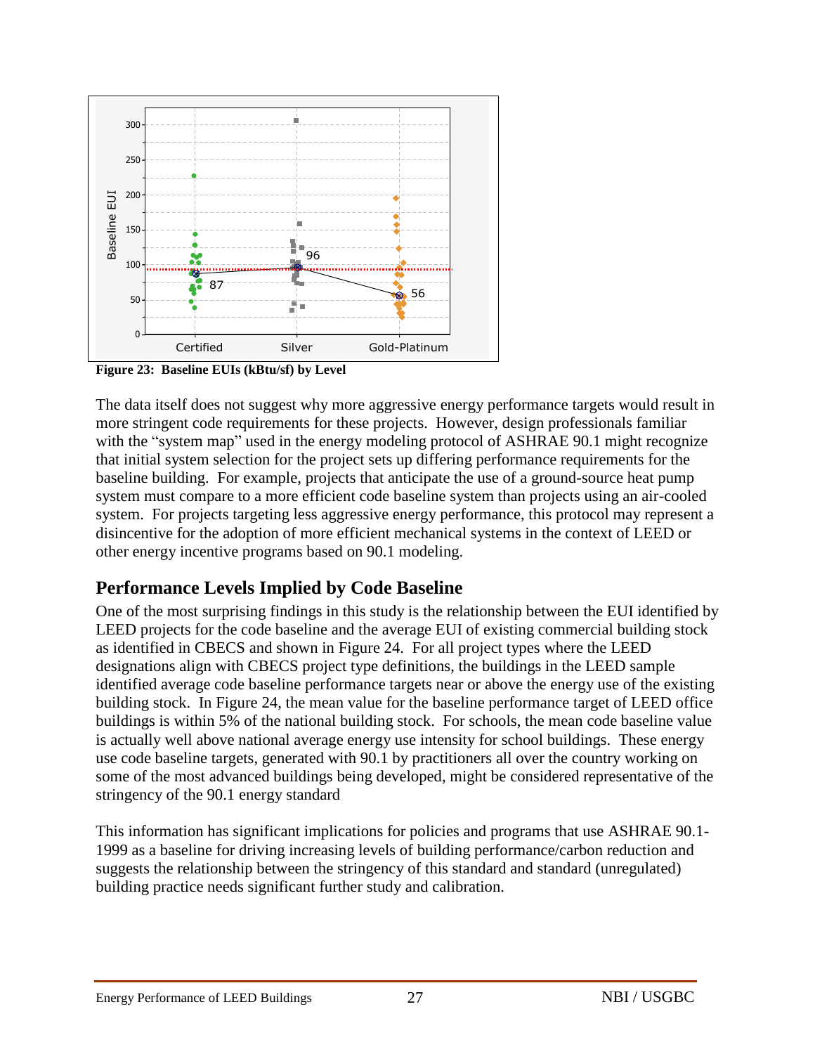Figure 23: Baseline EUIs (kBtu/sf) by Level

The data itself does not suggest why more aggressive energy performance targets would result in more stringent code requirements for these projects. However, design professionals familiar with the "system map" used in the energy modeling protocol of ASHRAE 90.1 might recognize that initial system selection for the project sets up differing performance requirements for the baseline building. For example, projects that anticipate the use of a ground-source heat pump system must compare to a more efficient code baseline system than projects using an air-cooled system. For projects targeting less aggressive energy performance, this protocol may represent a disincentive for the adoption of more efficient mechanical systems in the context of LEED or other energy incentive programs based on 90.1 modeling.

## Performance Levels Implied by Code Baseline

One of the most surprising findings in this study is the relationship between the EUI identified by LEED projects for the code baseline and the average EUI of existing commercial building stock as identified in CBECS and shown in Figure 24. For all project types where the LEED designations align with CBECS project type definitions, the buildings in the LEED sample identified average code baseline performance targets near or above the energy use of the existing building stock. In Figure 24, the mean value for the baseline performance target of LEED office buildings is within 5% of the national building stock. For schools, the mean code baseline value is actually well above national average energy use intensity for school buildings. These energy use code baseline targets, generated with 90.1 by practitioners all over the country working on some of the most advanced buildings being developed, might be considered representative of the stringency of the 90.1 energy standard

This information has significant implications for policies and programs that use ASHRAE 90.1-1999 as a baseline for driving increasing levels of building performance/carbon reduction and suggests the relationship between the stringency of this standard and standard (unregulated) building practice needs significant further study and calibration.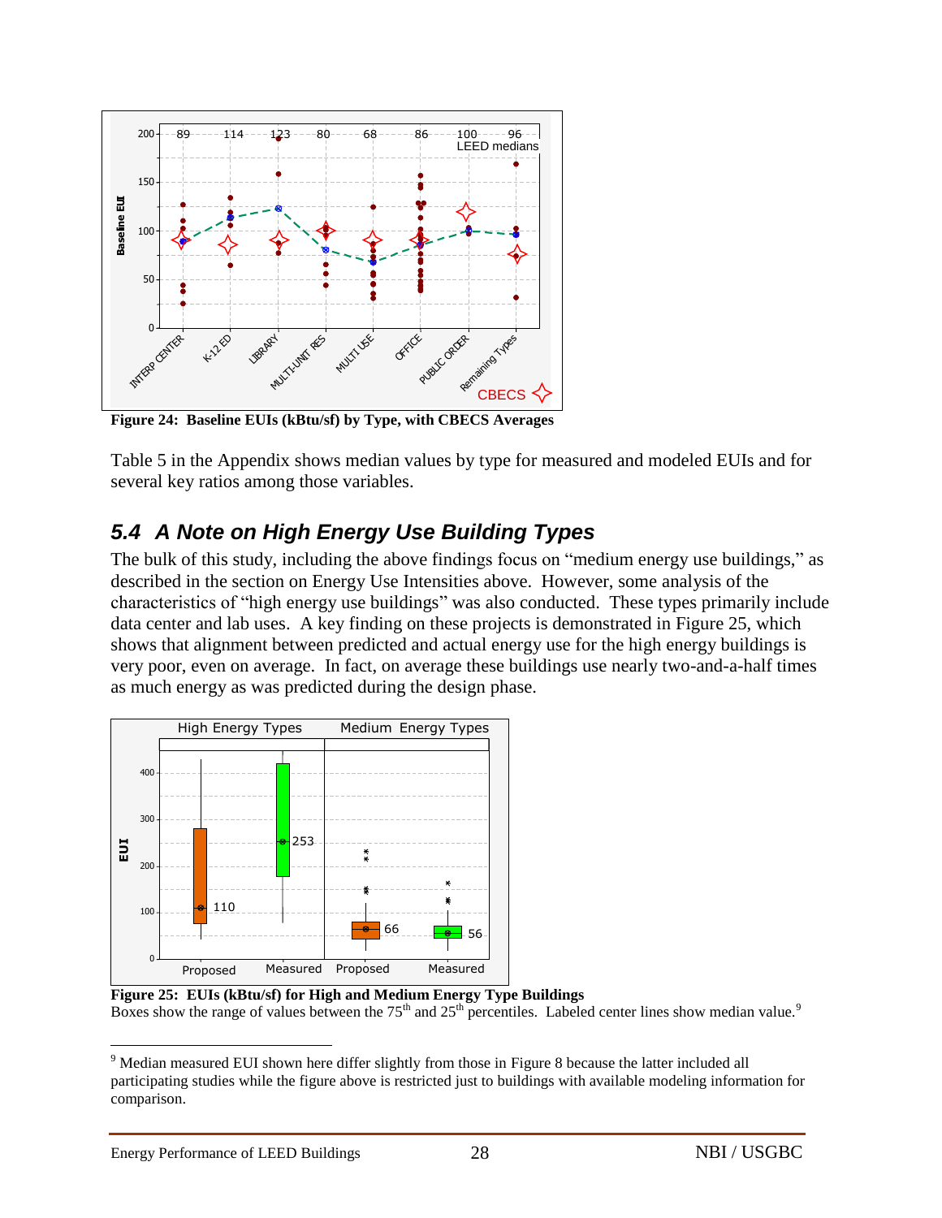**Figure 24: Baseline EUIs (kBtu/sf) by Type, with CBECS Averages**

Table 5 in the Appendix shows median values by type for measured and modeled EUIs and for several key ratios among those variables.

## *5.4 A Note on High Energy Use Building Types*

The bulk of this study, including the above findings focus on "medium energy use buildings," as described in the section on Energy Use Intensities above. However, some analysis of the characteristics of "high energy use buildings" was also conducted. These types primarily include data center and lab uses. A key finding on these projects is demonstrated in Figure 25, which shows that alignment between predicted and actual energy use for the high energy buildings is very poor, even on average. In fact, on average these buildings use nearly two-and-a-half times as much energy as was predicted during the design phase.

**Figure 25: EUIs (kBtu/sf) for High and Medium Energy Type Buildings**

Boxes show the range of values between the 75th and 25th percentiles. Labeled center lines show median value.[9]

[9] Median measured EUI shown here differ slightly from those in Figure 8 because the latter included all participating studies while the figure above is restricted just to buildings with available modeling information for comparison.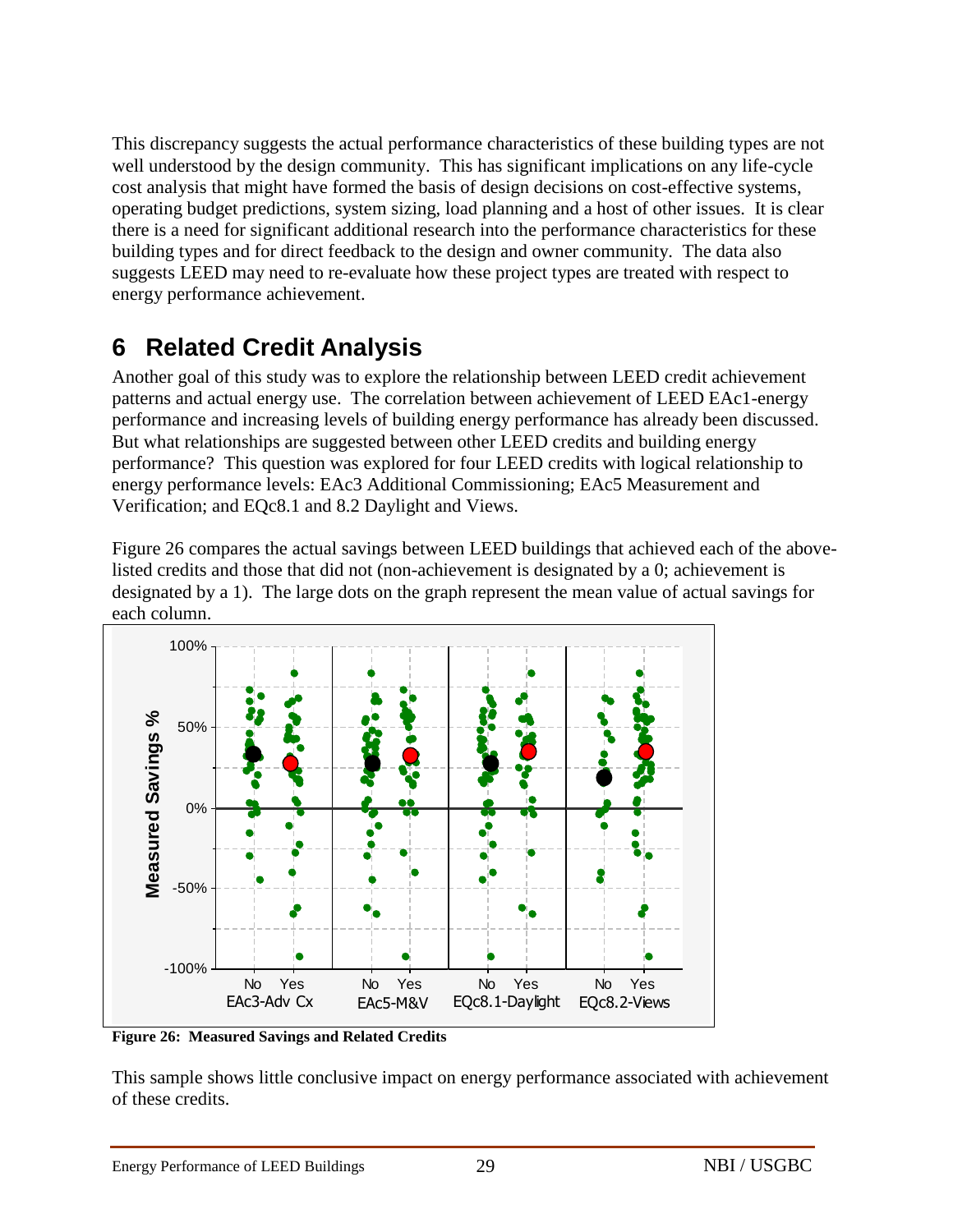This discrepancy suggests the actual performance characteristics of these building types are not well understood by the design community. This has significant implications on any life-cycle cost analysis that might have formed the basis of design decisions on cost-effective systems, operating budget predictions, system sizing, load planning and a host of other issues. It is clear there is a need for significant additional research into the performance characteristics for these building types and for direct feedback to the design and owner community. The data also suggests LEED may need to re-evaluate how these project types are treated with respect to energy performance achievement.

# 6 Related Credit Analysis

Another goal of this study was to explore the relationship between LEED credit achievement patterns and actual energy use. The correlation between achievement of LEED EAc1-energy performance and increasing levels of building energy performance has already been discussed. But what relationships are suggested between other LEED credits and building energy performance? This question was explored for four LEED credits with logical relationship to energy performance levels: EAc3 Additional Commissioning; EAc5 Measurement and Verification; and EQc8.1 and 8.2 Daylight and Views.

Figure 26 compares the actual savings between LEED buildings that achieved each of the above-listed credits and those that did not (non-achievement is designated by a 0; achievement is designated by a 1). The large dots on the graph represent the mean value of actual savings for each column.

**Figure 26: Measured Savings and Related Credits**

This sample shows little conclusive impact on energy performance associated with achievement of these credits.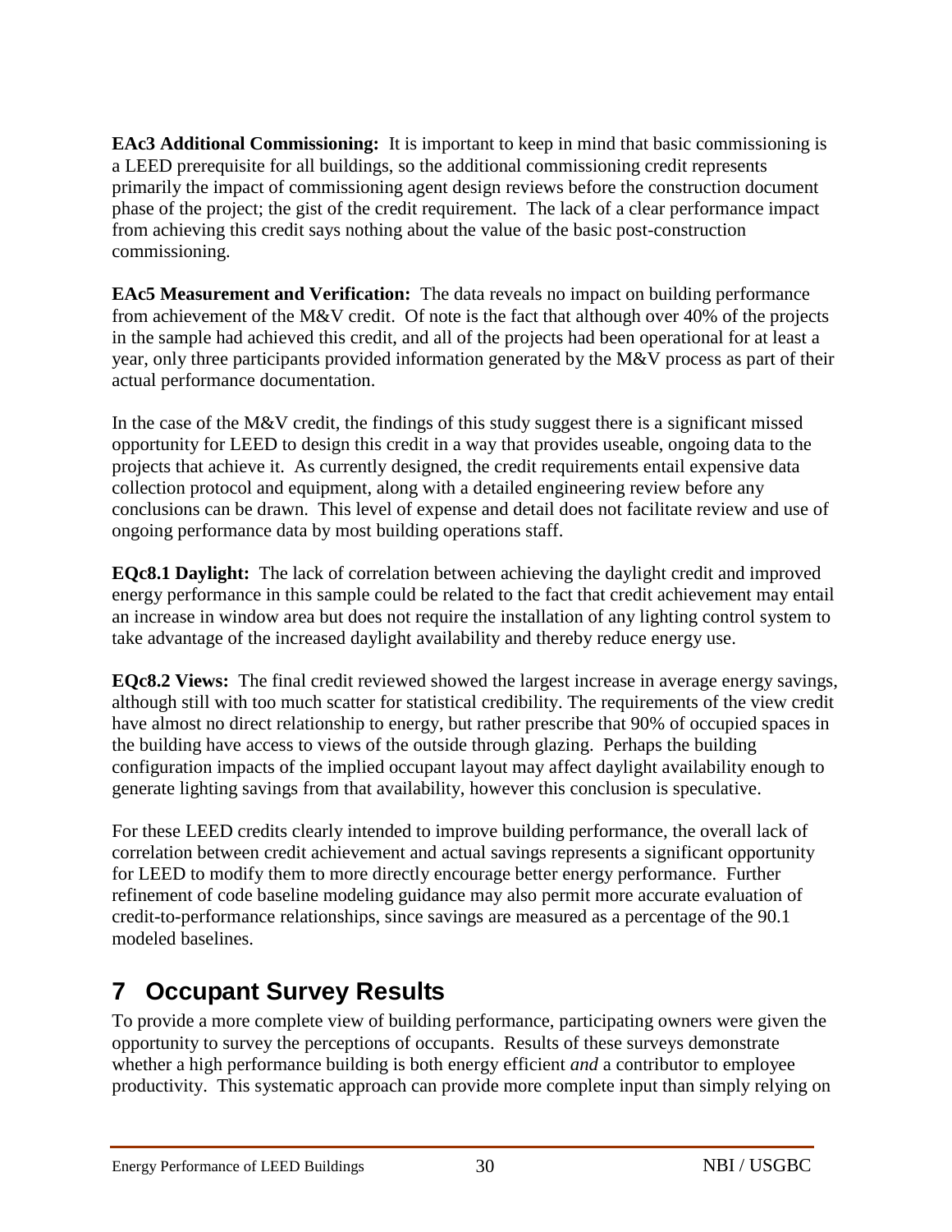**EAc3 Additional Commissioning:** It is important to keep in mind that basic commissioning is a LEED prerequisite for all buildings, so the additional commissioning credit represents primarily the impact of commissioning agent design reviews before the construction document phase of the project; the gist of the credit requirement. The lack of a clear performance impact from achieving this credit says nothing about the value of the basic post-construction commissioning.

**EAc5 Measurement and Verification:** The data reveals no impact on building performance from achievement of the M&V credit. Of note is the fact that although over 40% of the projects in the sample had achieved this credit, and all of the projects had been operational for at least a year, only three participants provided information generated by the M&V process as part of their actual performance documentation.

In the case of the M&V credit, the findings of this study suggest there is a significant missed opportunity for LEED to design this credit in a way that provides useable, ongoing data to the projects that achieve it. As currently designed, the credit requirements entail expensive data collection protocol and equipment, along with a detailed engineering review before any conclusions can be drawn. This level of expense and detail does not facilitate review and use of ongoing performance data by most building operations staff.

**EQc8.1 Daylight:** The lack of correlation between achieving the daylight credit and improved energy performance in this sample could be related to the fact that credit achievement may entail an increase in window area but does not require the installation of any lighting control system to take advantage of the increased daylight availability and thereby reduce energy use.

**EQc8.2 Views:** The final credit reviewed showed the largest increase in average energy savings, although still with too much scatter for statistical credibility. The requirements of the view credit have almost no direct relationship to energy, but rather prescribe that 90% of occupied spaces in the building have access to views of the outside through glazing. Perhaps the building configuration impacts of the implied occupant layout may affect daylight availability enough to generate lighting savings from that availability, however this conclusion is speculative.

For these LEED credits clearly intended to improve building performance, the overall lack of correlation between credit achievement and actual savings represents a significant opportunity for LEED to modify them to more directly encourage better energy performance. Further refinement of code baseline modeling guidance may also permit more accurate evaluation of credit-to-performance relationships, since savings are measured as a percentage of the 90.1 modeled baselines.

# 7 Occupant Survey Results

To provide a more complete view of building performance, participating owners were given the opportunity to survey the perceptions of occupants. Results of these surveys demonstrate whether a high performance building is both energy efficient *and* a contributor to employee productivity. This systematic approach can provide more complete input than simply relying on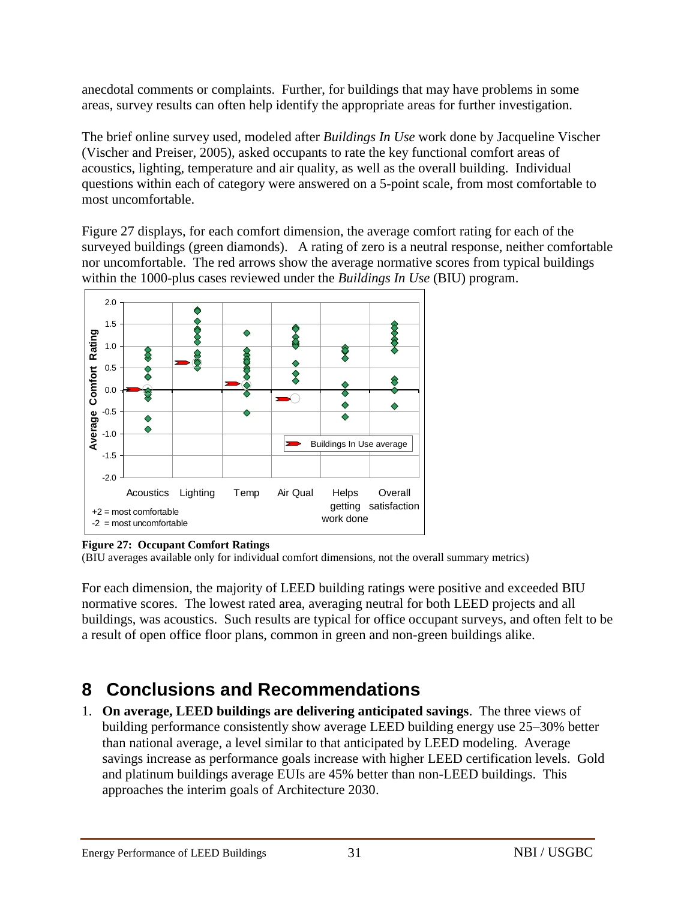anecdotal comments or complaints. Further, for buildings that may have problems in some areas, survey results can often help identify the appropriate areas for further investigation.

The brief online survey used, modeled after *Buildings In Use* work done by Jacqueline Vischer (Vischer and Preiser, 2005), asked occupants to rate the key functional comfort areas of acoustics, lighting, temperature and air quality, as well as the overall building. Individual questions within each of category were answered on a 5-point scale, from most comfortable to most uncomfortable.

Figure 27 displays, for each comfort dimension, the average comfort rating for each of the surveyed buildings (green diamonds). A rating of zero is a neutral response, neither comfortable nor uncomfortable. The red arrows show the average normative scores from typical buildings within the 1000-plus cases reviewed under the *Buildings In Use* (BIU) program.

**Figure 27: Occupant Comfort Ratings**
(BIU averages available only for individual comfort dimensions, not the overall summary metrics)

For each dimension, the majority of LEED building ratings were positive and exceeded BIU normative scores. The lowest rated area, averaging neutral for both LEED projects and all buildings, was acoustics. Such results are typical for office occupant surveys, and often felt to be a result of open office floor plans, common in green and non-green buildings alike.

# 8 Conclusions and Recommendations

1. **On average, LEED buildings are delivering anticipated savings**. The three views of building performance consistently show average LEED building energy use 25–30% better than national average, a level similar to that anticipated by LEED modeling. Average savings increase as performance goals increase with higher LEED certification levels. Gold and platinum buildings average EUIs are 45% better than non-LEED buildings. This approaches the interim goals of Architecture 2030.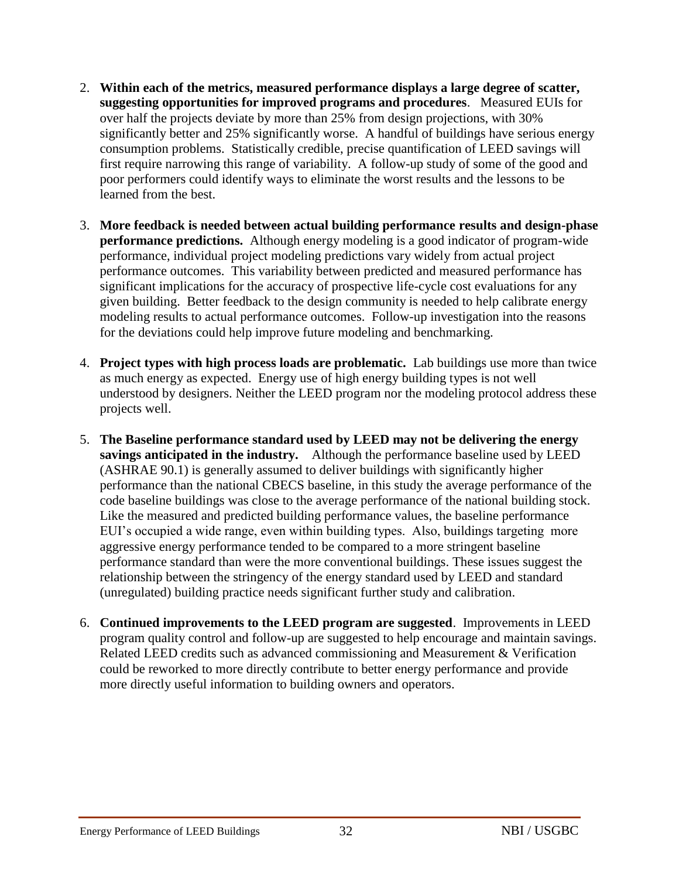2. **Within each of the metrics, measured performance displays a large degree of scatter, suggesting opportunities for improved programs and procedures**. Measured EUIs for over half the projects deviate by more than 25% from design projections, with 30% significantly better and 25% significantly worse. A handful of buildings have serious energy consumption problems. Statistically credible, precise quantification of LEED savings will first require narrowing this range of variability. A follow-up study of some of the good and poor performers could identify ways to eliminate the worst results and the lessons to be learned from the best.

3. **More feedback is needed between actual building performance results and design-phase performance predictions.** Although energy modeling is a good indicator of program-wide performance, individual project modeling predictions vary widely from actual project performance outcomes. This variability between predicted and measured performance has significant implications for the accuracy of prospective life-cycle cost evaluations for any given building. Better feedback to the design community is needed to help calibrate energy modeling results to actual performance outcomes. Follow-up investigation into the reasons for the deviations could help improve future modeling and benchmarking.

4. **Project types with high process loads are problematic.** Lab buildings use more than twice as much energy as expected. Energy use of high energy building types is not well understood by designers. Neither the LEED program nor the modeling protocol address these projects well.

5. **The Baseline performance standard used by LEED may not be delivering the energy savings anticipated in the industry.** Although the performance baseline used by LEED (ASHRAE 90.1) is generally assumed to deliver buildings with significantly higher performance than the national CBECS baseline, in this study the average performance of the code baseline buildings was close to the average performance of the national building stock. Like the measured and predicted building performance values, the baseline performance EUI's occupied a wide range, even within building types. Also, buildings targeting more aggressive energy performance tended to be compared to a more stringent baseline performance standard than were the more conventional buildings. These issues suggest the relationship between the stringency of the energy standard used by LEED and standard (unregulated) building practice needs significant further study and calibration.

6. **Continued improvements to the LEED program are suggested**. Improvements in LEED program quality control and follow-up are suggested to help encourage and maintain savings. Related LEED credits such as advanced commissioning and Measurement & Verification could be reworked to more directly contribute to better energy performance and provide more directly useful information to building owners and operators.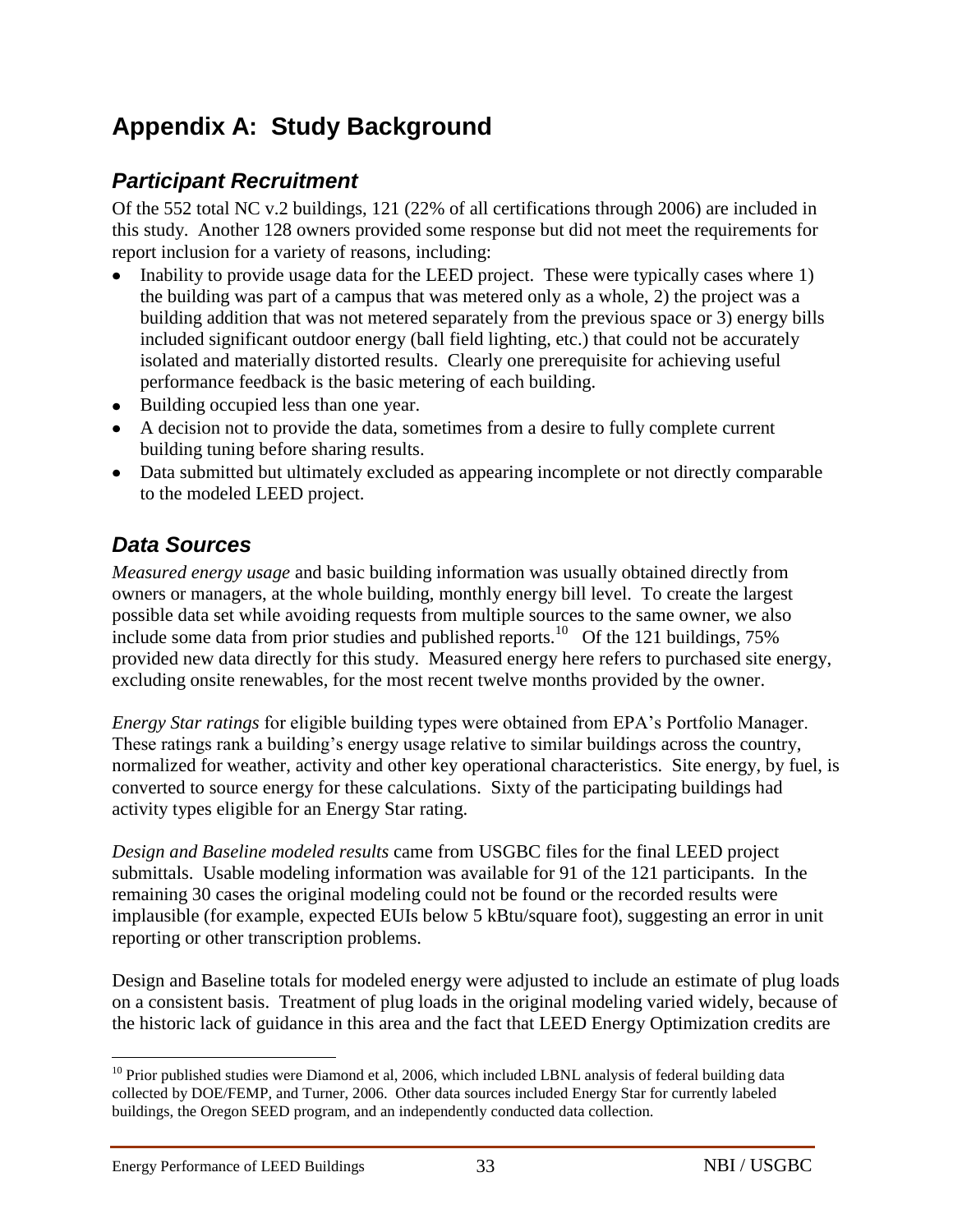# Appendix A: Study Background

## *Participant Recruitment*

Of the 552 total NC v.2 buildings, 121 (22% of all certifications through 2006) are included in this study. Another 128 owners provided some response but did not meet the requirements for report inclusion for a variety of reasons, including:

- Inability to provide usage data for the LEED project. These were typically cases where 1) the building was part of a campus that was metered only as a whole, 2) the project was a building addition that was not metered separately from the previous space or 3) energy bills included significant outdoor energy (ball field lighting, etc.) that could not be accurately isolated and materially distorted results. Clearly one prerequisite for achieving useful performance feedback is the basic metering of each building.
- Building occupied less than one year.
- A decision not to provide the data, sometimes from a desire to fully complete current building tuning before sharing results.
- Data submitted but ultimately excluded as appearing incomplete or not directly comparable to the modeled LEED project.

## *Data Sources*

*Measured energy usage* and basic building information was usually obtained directly from owners or managers, at the whole building, monthly energy bill level. To create the largest possible data set while avoiding requests from multiple sources to the same owner, we also include some data from prior studies and published reports.[10] Of the 121 buildings, 75% provided new data directly for this study. Measured energy here refers to purchased site energy, excluding onsite renewables, for the most recent twelve months provided by the owner.

*Energy Star ratings* for eligible building types were obtained from EPA's Portfolio Manager. These ratings rank a building's energy usage relative to similar buildings across the country, normalized for weather, activity and other key operational characteristics. Site energy, by fuel, is converted to source energy for these calculations. Sixty of the participating buildings had activity types eligible for an Energy Star rating.

*Design and Baseline modeled results* came from USGBC files for the final LEED project submittals. Usable modeling information was available for 91 of the 121 participants. In the remaining 30 cases the original modeling could not be found or the recorded results were implausible (for example, expected EUIs below 5 kBtu/square foot), suggesting an error in unit reporting or other transcription problems.

Design and Baseline totals for modeled energy were adjusted to include an estimate of plug loads on a consistent basis. Treatment of plug loads in the original modeling varied widely, because of the historic lack of guidance in this area and the fact that LEED Energy Optimization credits are

---

[10] Prior published studies were Diamond et al, 2006, which included LBNL analysis of federal building data collected by DOE/FEMP, and Turner, 2006. Other data sources included Energy Star for currently labeled buildings, the Oregon SEED program, and an independently conducted data collection.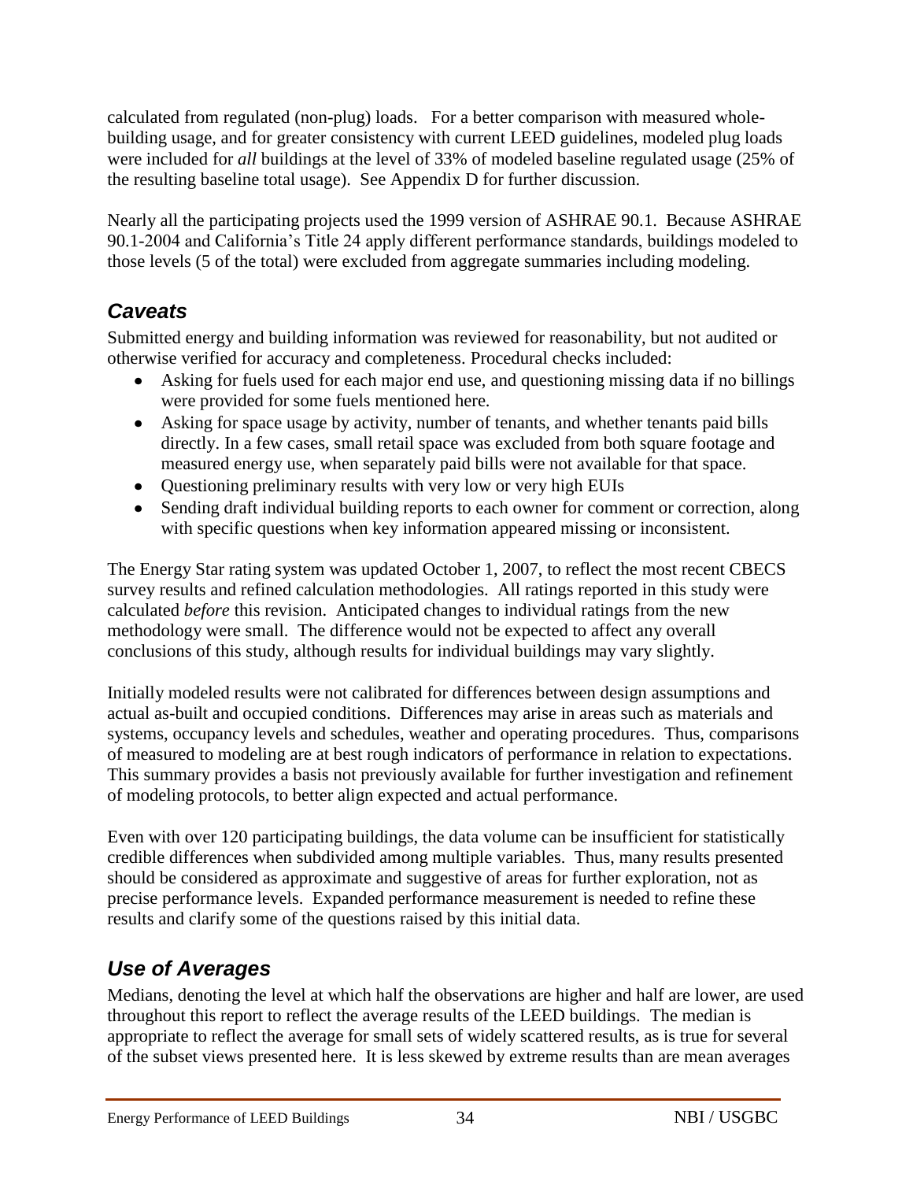calculated from regulated (non-plug) loads. For a better comparison with measured whole-building usage, and for greater consistency with current LEED guidelines, modeled plug loads were included for *all* buildings at the level of 33% of modeled baseline regulated usage (25% of the resulting baseline total usage). See Appendix D for further discussion.

Nearly all the participating projects used the 1999 version of ASHRAE 90.1. Because ASHRAE 90.1-2004 and California's Title 24 apply different performance standards, buildings modeled to those levels (5 of the total) were excluded from aggregate summaries including modeling.

## *Caveats*

Submitted energy and building information was reviewed for reasonability, but not audited or otherwise verified for accuracy and completeness. Procedural checks included:

- Asking for fuels used for each major end use, and questioning missing data if no billings were provided for some fuels mentioned here.
- Asking for space usage by activity, number of tenants, and whether tenants paid bills directly. In a few cases, small retail space was excluded from both square footage and measured energy use, when separately paid bills were not available for that space.
- Questioning preliminary results with very low or very high EUIs
- Sending draft individual building reports to each owner for comment or correction, along with specific questions when key information appeared missing or inconsistent.

The Energy Star rating system was updated October 1, 2007, to reflect the most recent CBECS survey results and refined calculation methodologies. All ratings reported in this study were calculated *before* this revision. Anticipated changes to individual ratings from the new methodology were small. The difference would not be expected to affect any overall conclusions of this study, although results for individual buildings may vary slightly.

Initially modeled results were not calibrated for differences between design assumptions and actual as-built and occupied conditions. Differences may arise in areas such as materials and systems, occupancy levels and schedules, weather and operating procedures. Thus, comparisons of measured to modeling are at best rough indicators of performance in relation to expectations. This summary provides a basis not previously available for further investigation and refinement of modeling protocols, to better align expected and actual performance.

Even with over 120 participating buildings, the data volume can be insufficient for statistically credible differences when subdivided among multiple variables. Thus, many results presented should be considered as approximate and suggestive of areas for further exploration, not as precise performance levels. Expanded performance measurement is needed to refine these results and clarify some of the questions raised by this initial data.

## *Use of Averages*

Medians, denoting the level at which half the observations are higher and half are lower, are used throughout this report to reflect the average results of the LEED buildings. The median is appropriate to reflect the average for small sets of widely scattered results, as is true for several of the subset views presented here. It is less skewed by extreme results than are mean averages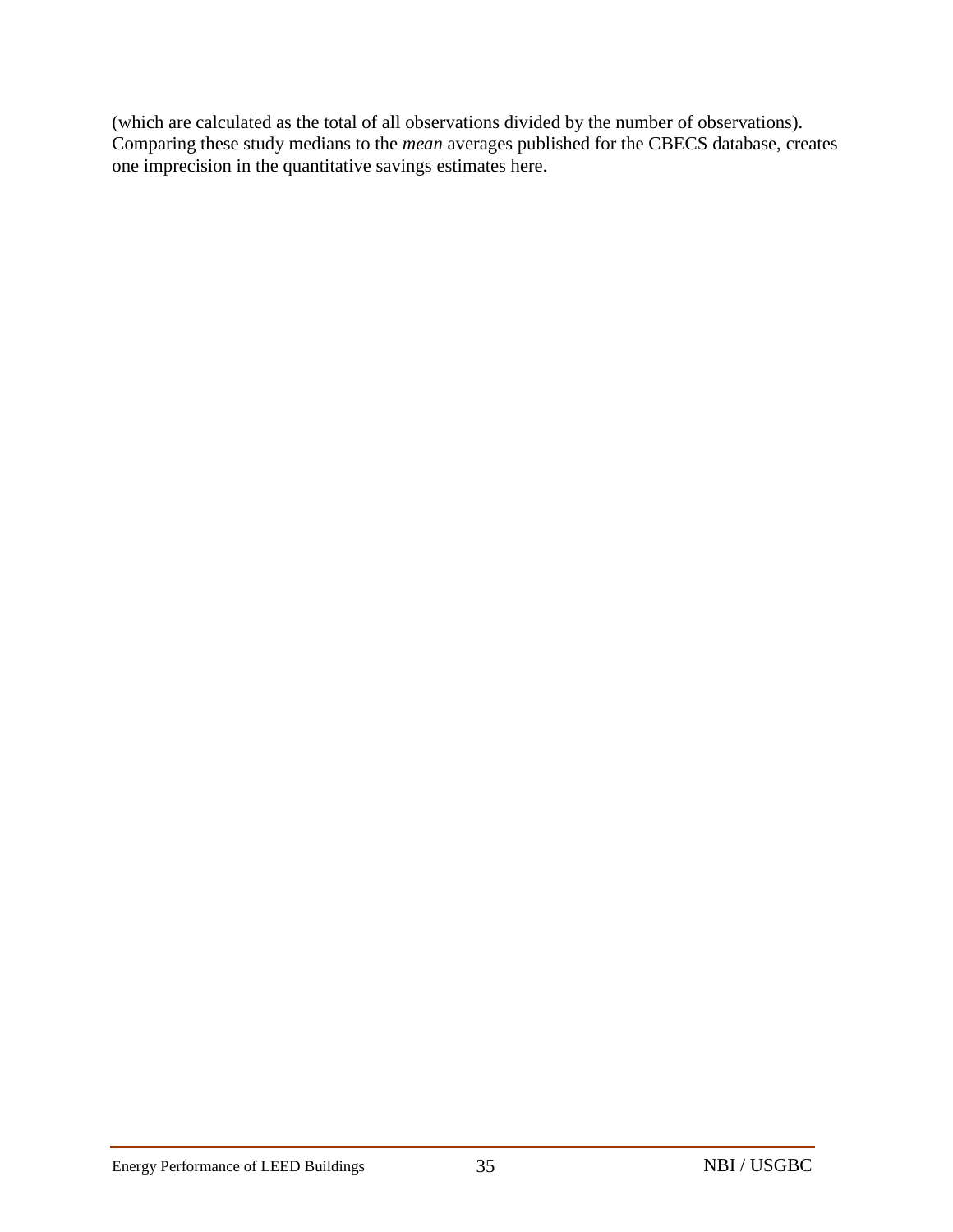(which are calculated as the total of all observations divided by the number of observations). Comparing these study medians to the *mean* averages published for the CBECS database, creates one imprecision in the quantitative savings estimates here.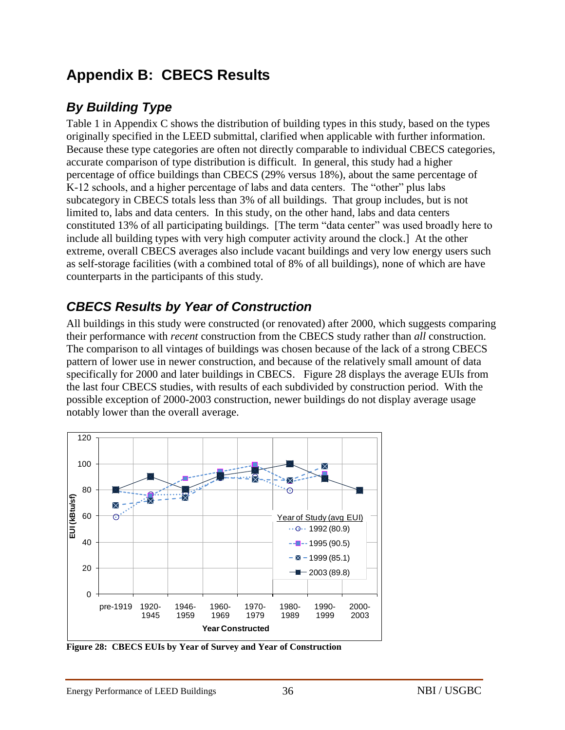# Appendix B: CBECS Results

## *By Building Type*

Table 1 in Appendix C shows the distribution of building types in this study, based on the types originally specified in the LEED submittal, clarified when applicable with further information. Because these type categories are often not directly comparable to individual CBECS categories, accurate comparison of type distribution is difficult. In general, this study had a higher percentage of office buildings than CBECS (29% versus 18%), about the same percentage of K-12 schools, and a higher percentage of labs and data centers. The "other" plus labs subcategory in CBECS totals less than 3% of all buildings. That group includes, but is not limited to, labs and data centers. In this study, on the other hand, labs and data centers constituted 13% of all participating buildings. [The term "data center" was used broadly here to include all building types with very high computer activity around the clock.] At the other extreme, overall CBECS averages also include vacant buildings and very low energy users such as self-storage facilities (with a combined total of 8% of all buildings), none of which are have counterparts in the participants of this study.

## *CBECS Results by Year of Construction*

All buildings in this study were constructed (or renovated) after 2000, which suggests comparing their performance with *recent* construction from the CBECS study rather than *all* construction. The comparison to all vintages of buildings was chosen because of the lack of a strong CBECS pattern of lower use in newer construction, and because of the relatively small amount of data specifically for 2000 and later buildings in CBECS. Figure 28 displays the average EUIs from the last four CBECS studies, with results of each subdivided by construction period. With the possible exception of 2000-2003 construction, newer buildings do not display average usage notably lower than the overall average.

**Figure 28: CBECS EUIs by Year of Survey and Year of Construction**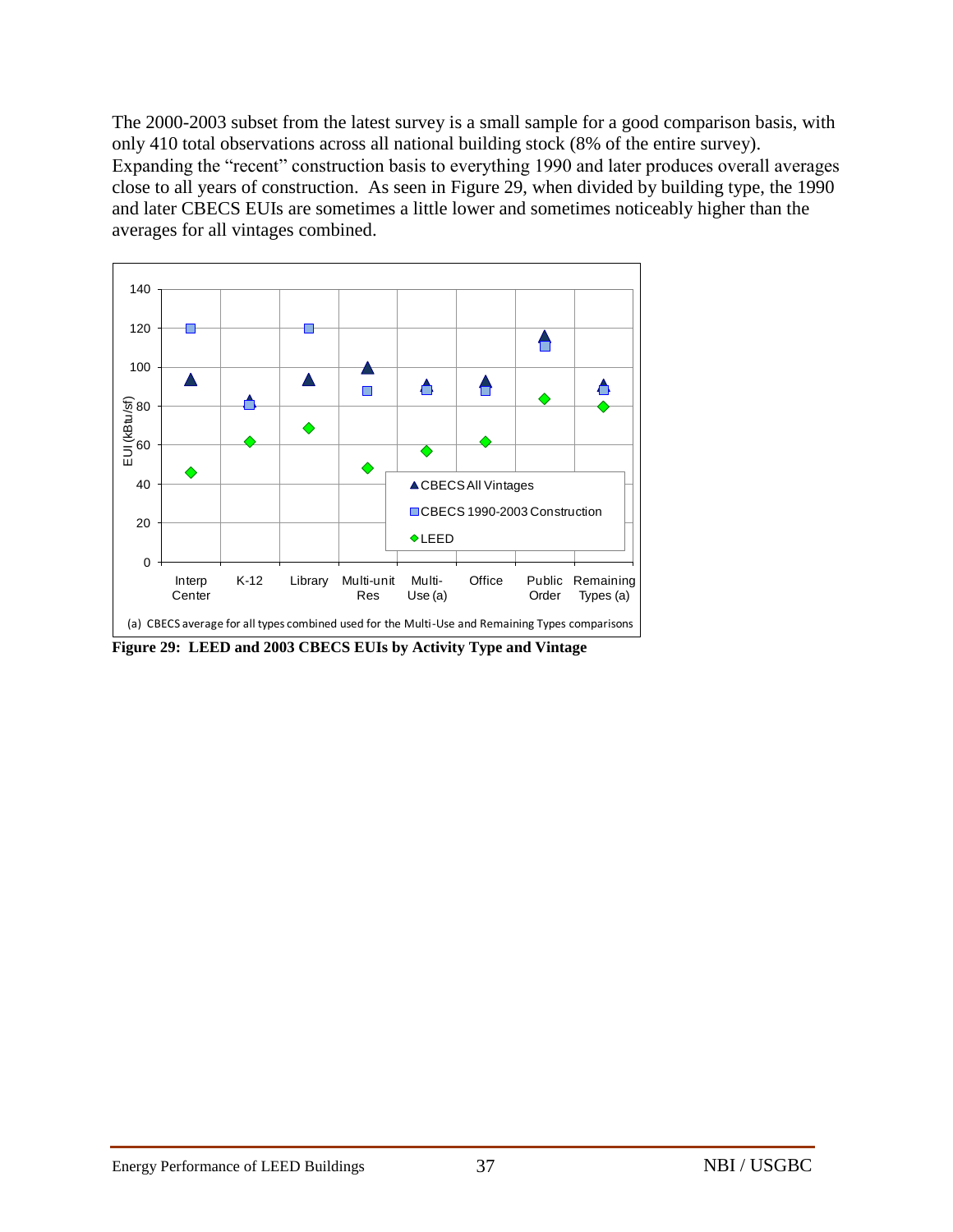The 2000-2003 subset from the latest survey is a small sample for a good comparison basis, with only 410 total observations across all national building stock (8% of the entire survey). Expanding the "recent" construction basis to everything 1990 and later produces overall averages close to all years of construction. As seen in Figure 29, when divided by building type, the 1990 and later CBECS EUIs are sometimes a little lower and sometimes noticeably higher than the averages for all vintages combined.

(a) CBECS average for all types combined used for the Multi-Use and Remaining Types comparisons

**Figure 29: LEED and 2003 CBECS EUIs by Activity Type and Vintage**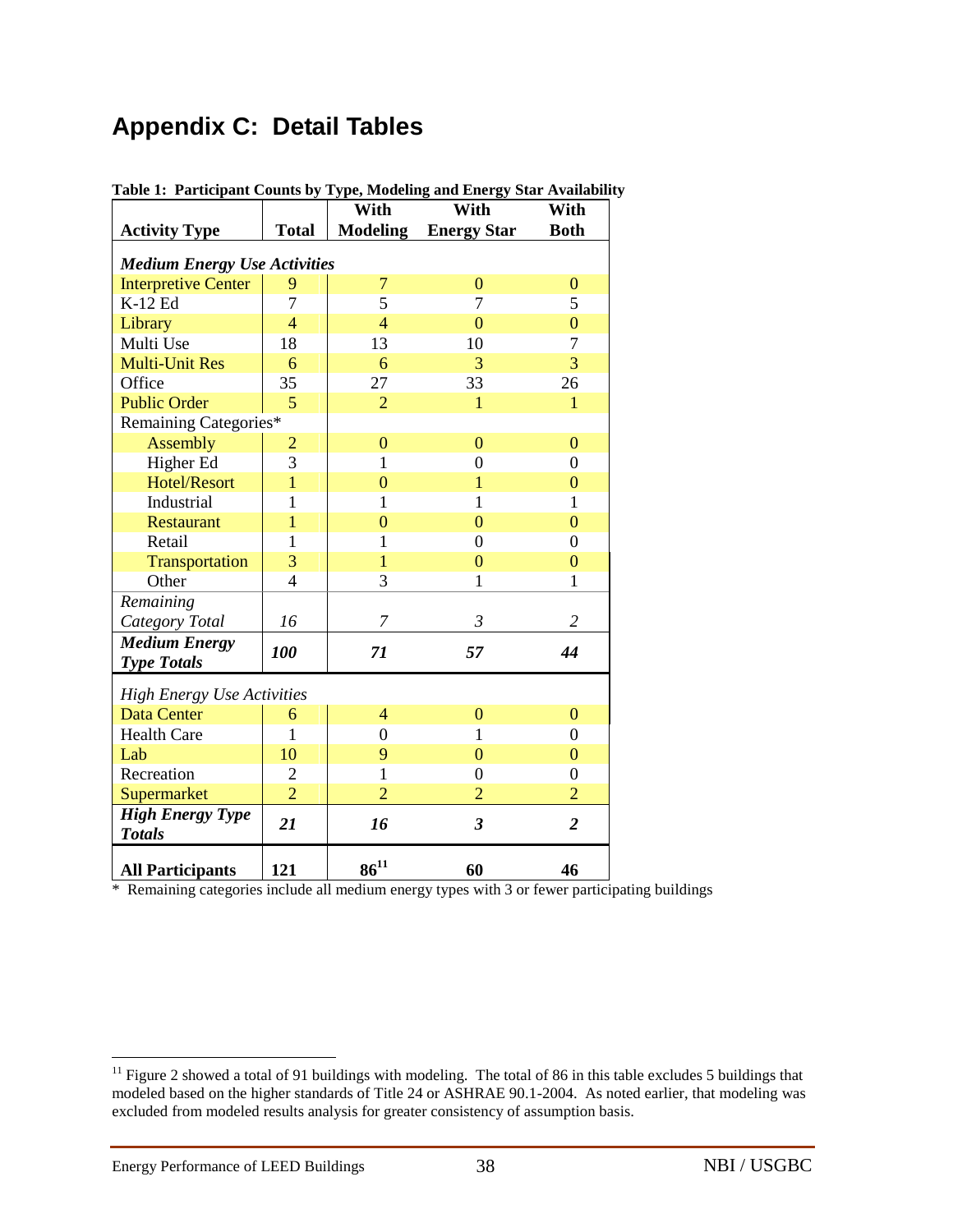# Appendix C: Detail Tables

**Table 1: Participant Counts by Type, Modeling and Energy Star Availability**

| Activity Type | Total | With Modeling | With Energy Star | With Both |
|---|---|---|---|---|
| ***Medium Energy Use Activities*** | | | | |
| Interpretive Center | 9 | 7 | 0 | 0 |
| K-12 Ed | 7 | 5 | 7 | 5 |
| Library | 4 | 4 | 0 | 0 |
| Multi Use | 18 | 13 | 10 | 7 |
| Multi-Unit Res | 6 | 6 | 3 | 3 |
| Office | 35 | 27 | 33 | 26 |
| Public Order | 5 | 2 | 1 | 1 |
| Remaining Categories* | | | | |
| Assembly | 2 | 0 | 0 | 0 |
| Higher Ed | 3 | 1 | 0 | 0 |
| Hotel/Resort | 1 | 0 | 1 | 0 |
| Industrial | 1 | 1 | 1 | 1 |
| Restaurant | 1 | 0 | 0 | 0 |
| Retail | 1 | 1 | 0 | 0 |
| Transportation | 3 | 1 | 0 | 0 |
| Other | 4 | 3 | 1 | 1 |
| *Remaining Category Total* | *16* | *7* | *3* | *2* |
| ***Medium Energy Type Totals*** | ***100*** | ***71*** | ***57*** | ***44*** |
| *High Energy Use Activities* | | | | |
| Data Center | 6 | 4 | 0 | 0 |
| Health Care | 1 | 0 | 1 | 0 |
| Lab | 10 | 9 | 0 | 0 |
| Recreation | 2 | 1 | 0 | 0 |
| Supermarket | 2 | 2 | 2 | 2 |
| ***High Energy Type Totals*** | ***21*** | ***16*** | ***3*** | ***2*** |
| **All Participants** | **121** | **86**[11] | **60** | **46** |

\* Remaining categories include all medium energy types with 3 or fewer participating buildings

[11] Figure 2 showed a total of 91 buildings with modeling. The total of 86 in this table excludes 5 buildings that modeled based on the higher standards of Title 24 or ASHRAE 90.1-2004. As noted earlier, that modeling was excluded from modeled results analysis for greater consistency of assumption basis.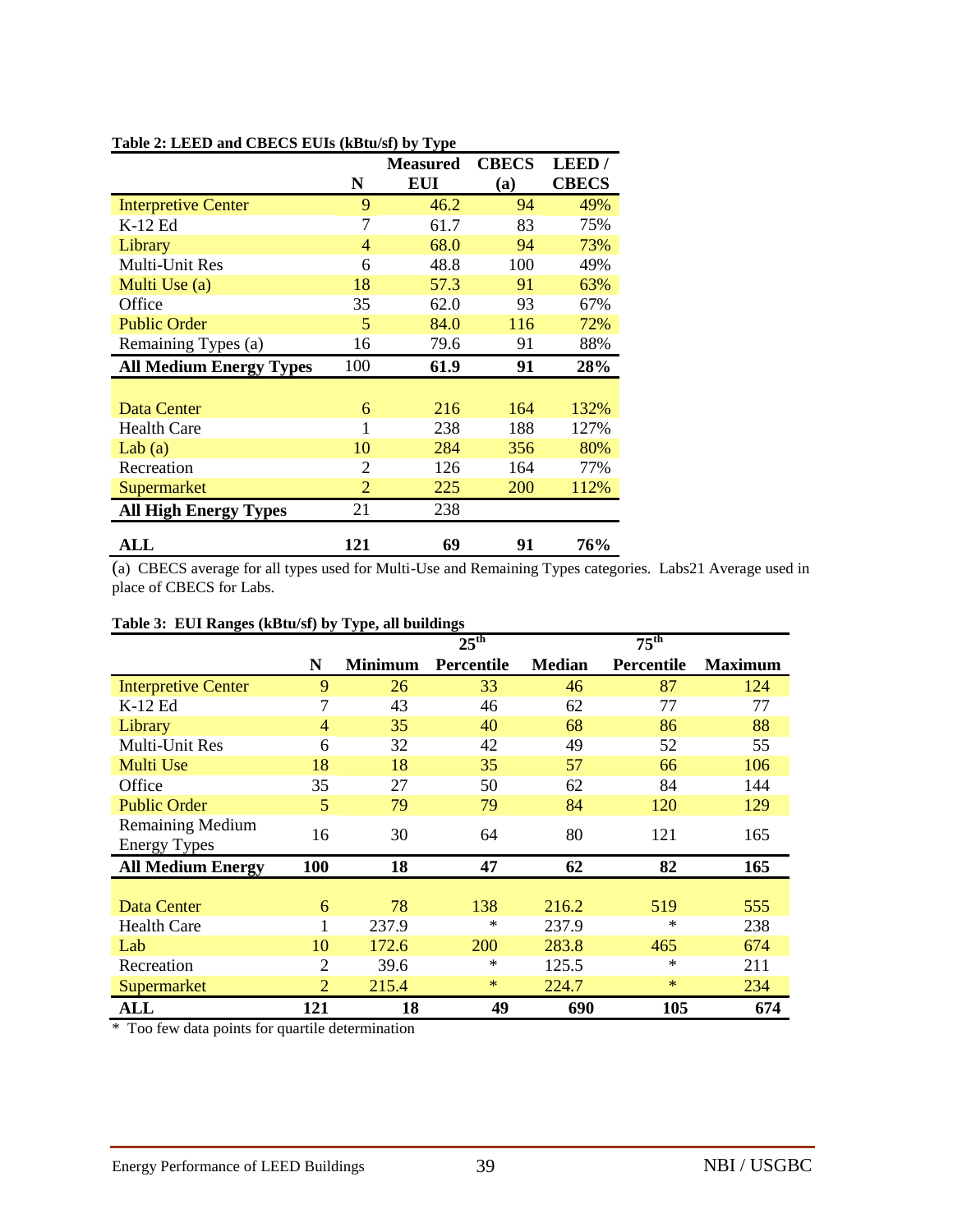**Table 2: LEED and CBECS EUIs (kBtu/sf) by Type**

| | N | Measured EUI | CBECS (a) | LEED / CBECS |
|---|---|---|---|---|
| Interpretive Center | 9 | 46.2 | 94 | 49% |
| K-12 Ed | 7 | 61.7 | 83 | 75% |
| Library | 4 | 68.0 | 94 | 73% |
| Multi-Unit Res | 6 | 48.8 | 100 | 49% |
| Multi Use (a) | 18 | 57.3 | 91 | 63% |
| Office | 35 | 62.0 | 93 | 67% |
| Public Order | 5 | 84.0 | 116 | 72% |
| Remaining Types (a) | 16 | 79.6 | 91 | 88% |
| **All Medium Energy Types** | 100 | **61.9** | **91** | **28%** |
| | | | | |
| Data Center | 6 | 216 | 164 | 132% |
| Health Care | 1 | 238 | 188 | 127% |
| Lab (a) | 10 | 284 | 356 | 80% |
| Recreation | 2 | 126 | 164 | 77% |
| Supermarket | 2 | 225 | 200 | 112% |
| **All High Energy Types** | 21 | 238 | | |
| | | | | |
| **ALL** | **121** | **69** | **91** | **76%** |

(a) CBECS average for all types used for Multi-Use and Remaining Types categories. Labs21 Average used in place of CBECS for Labs.

**Table 3: EUI Ranges (kBtu/sf) by Type, all buildings**

| | N | Minimum | 25th Percentile | Median | 75th Percentile | Maximum |
|---|---|---|---|---|---|---|
| Interpretive Center | 9 | 26 | 33 | 46 | 87 | 124 |
| K-12 Ed | 7 | 43 | 46 | 62 | 77 | 77 |
| Library | 4 | 35 | 40 | 68 | 86 | 88 |
| Multi-Unit Res | 6 | 32 | 42 | 49 | 52 | 55 |
| Multi Use | 18 | 18 | 35 | 57 | 66 | 106 |
| Office | 35 | 27 | 50 | 62 | 84 | 144 |
| Public Order | 5 | 79 | 79 | 84 | 120 | 129 |
| Remaining Medium Energy Types | 16 | 30 | 64 | 80 | 121 | 165 |
| **All Medium Energy** | **100** | **18** | **47** | **62** | **82** | **165** |
| | | | | | | |
| Data Center | 6 | 78 | 138 | 216.2 | 519 | 555 |
| Health Care | 1 | 237.9 | * | 237.9 | * | 238 |
| Lab | 10 | 172.6 | 200 | 283.8 | 465 | 674 |
| Recreation | 2 | 39.6 | * | 125.5 | * | 211 |
| Supermarket | 2 | 215.4 | * | 224.7 | * | 234 |
| **ALL** | **121** | **18** | **49** | **690** | **105** | **674** |

\* Too few data points for quartile determination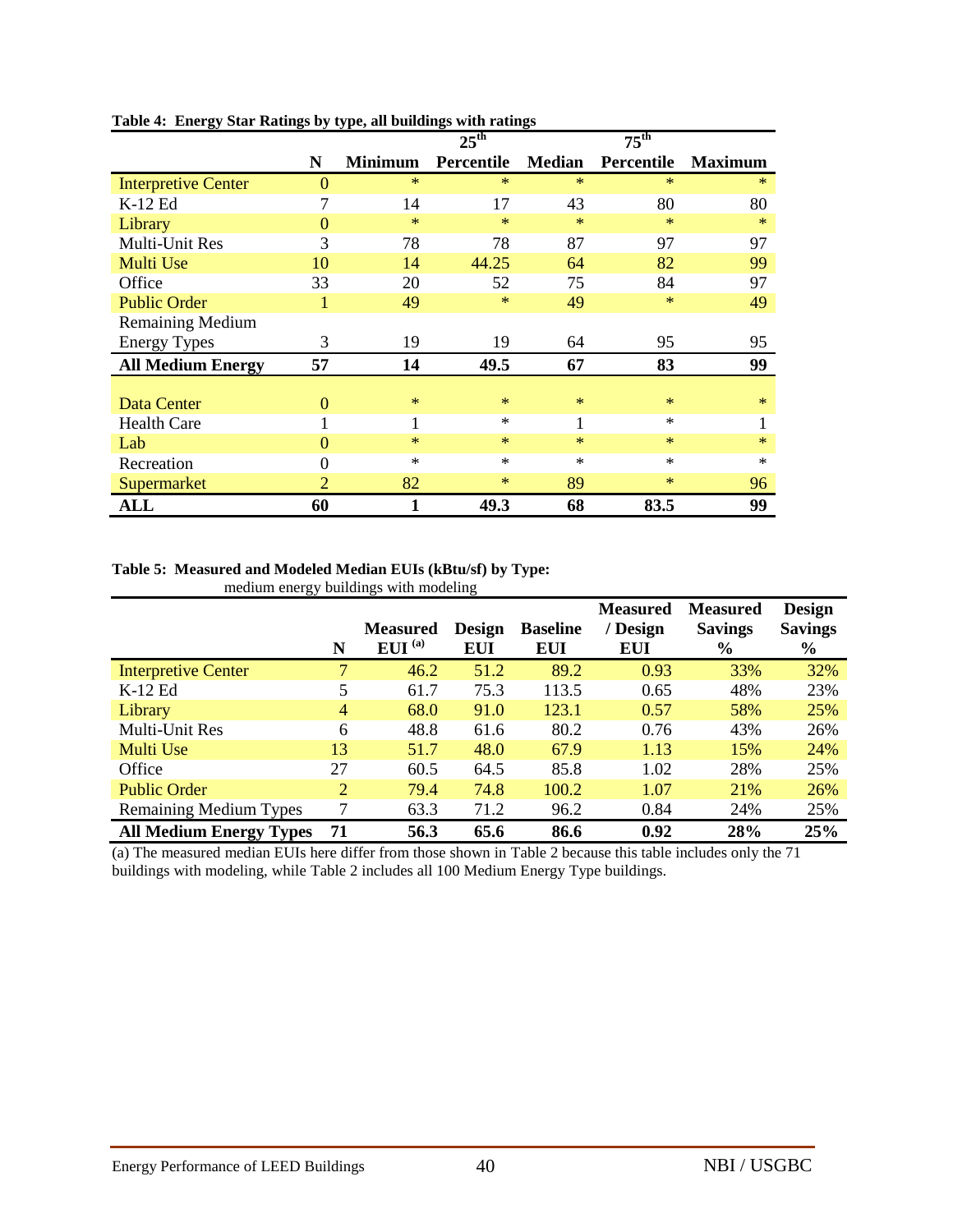**Table 4: Energy Star Ratings by type, all buildings with ratings**

| | N | Minimum | 25[th] Percentile | Median | 75[th] Percentile | Maximum |
|---|---|---|---|---|---|---|
| Interpretive Center | 0 | * | * | * | * | * |
| K-12 Ed | 7 | 14 | 17 | 43 | 80 | 80 |
| Library | 0 | * | * | * | * | * |
| Multi-Unit Res | 3 | 78 | 78 | 87 | 97 | 97 |
| Multi Use | 10 | 14 | 44.25 | 64 | 82 | 99 |
| Office | 33 | 20 | 52 | 75 | 84 | 97 |
| Public Order | 1 | 49 | * | 49 | * | 49 |
| Remaining Medium Energy Types | 3 | 19 | 19 | 64 | 95 | 95 |
| **All Medium Energy** | **57** | **14** | **49.5** | **67** | **83** | **99** |
| Data Center | 0 | * | * | * | * | * |
| Health Care | 1 | 1 | * | 1 | * | 1 |
| Lab | 0 | * | * | * | * | * |
| Recreation | 0 | * | * | * | * | * |
| Supermarket | 2 | 82 | * | 89 | * | 96 |
| **ALL** | **60** | **1** | **49.3** | **68** | **83.5** | **99** |

**Table 5: Measured and Modeled Median EUIs (kBtu/sf) by Type:**
medium energy buildings with modeling

| | N | Measured EUI [(a)] | Design EUI | Baseline EUI | Measured / Design EUI | Measured Savings % | Design Savings % |
|---|---|---|---|---|---|---|---|
| Interpretive Center | 7 | 46.2 | 51.2 | 89.2 | 0.93 | 33% | 32% |
| K-12 Ed | 5 | 61.7 | 75.3 | 113.5 | 0.65 | 48% | 23% |
| Library | 4 | 68.0 | 91.0 | 123.1 | 0.57 | 58% | 25% |
| Multi-Unit Res | 6 | 48.8 | 61.6 | 80.2 | 0.76 | 43% | 26% |
| Multi Use | 13 | 51.7 | 48.0 | 67.9 | 1.13 | 15% | 24% |
| Office | 27 | 60.5 | 64.5 | 85.8 | 1.02 | 28% | 25% |
| Public Order | 2 | 79.4 | 74.8 | 100.2 | 1.07 | 21% | 26% |
| Remaining Medium Types | 7 | 63.3 | 71.2 | 96.2 | 0.84 | 24% | 25% |
| **All Medium Energy Types** | **71** | **56.3** | **65.6** | **86.6** | **0.92** | **28%** | **25%** |

(a) The measured median EUIs here differ from those shown in Table 2 because this table includes only the 71 buildings with modeling, while Table 2 includes all 100 Medium Energy Type buildings.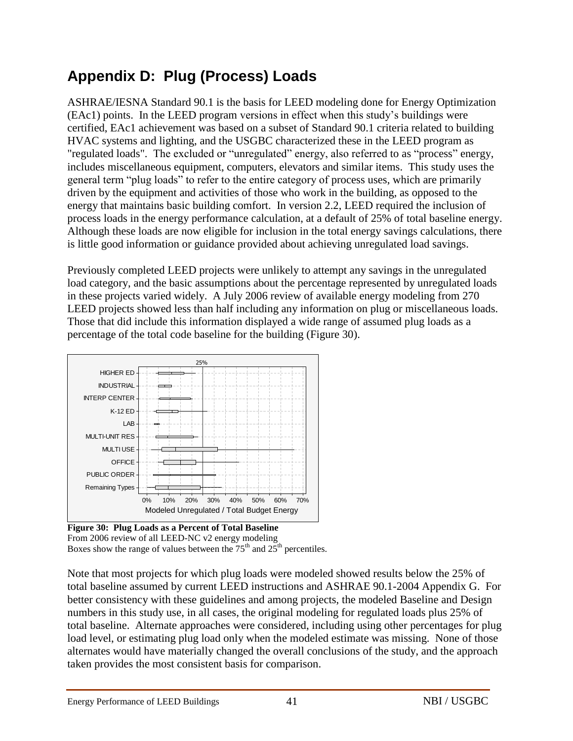# Appendix D: Plug (Process) Loads

ASHRAE/IESNA Standard 90.1 is the basis for LEED modeling done for Energy Optimization (EAc1) points. In the LEED program versions in effect when this study's buildings were certified, EAc1 achievement was based on a subset of Standard 90.1 criteria related to building HVAC systems and lighting, and the USGBC characterized these in the LEED program as "regulated loads". The excluded or "unregulated" energy, also referred to as "process" energy, includes miscellaneous equipment, computers, elevators and similar items. This study uses the general term "plug loads" to refer to the entire category of process uses, which are primarily driven by the equipment and activities of those who work in the building, as opposed to the energy that maintains basic building comfort. In version 2.2, LEED required the inclusion of process loads in the energy performance calculation, at a default of 25% of total baseline energy. Although these loads are now eligible for inclusion in the total energy savings calculations, there is little good information or guidance provided about achieving unregulated load savings.

Previously completed LEED projects were unlikely to attempt any savings in the unregulated load category, and the basic assumptions about the percentage represented by unregulated loads in these projects varied widely. A July 2006 review of available energy modeling from 270 LEED projects showed less than half including any information on plug or miscellaneous loads. Those that did include this information displayed a wide range of assumed plug loads as a percentage of the total code baseline for the building (Figure 30).

**Figure 30: Plug Loads as a Percent of Total Baseline**
From 2006 review of all LEED-NC v2 energy modeling
Boxes show the range of values between the 75th and 25th percentiles.

Note that most projects for which plug loads were modeled showed results below the 25% of total baseline assumed by current LEED instructions and ASHRAE 90.1-2004 Appendix G. For better consistency with these guidelines and among projects, the modeled Baseline and Design numbers in this study use, in all cases, the original modeling for regulated loads plus 25% of total baseline. Alternate approaches were considered, including using other percentages for plug load level, or estimating plug load only when the modeled estimate was missing. None of those alternates would have materially changed the overall conclusions of the study, and the approach taken provides the most consistent basis for comparison.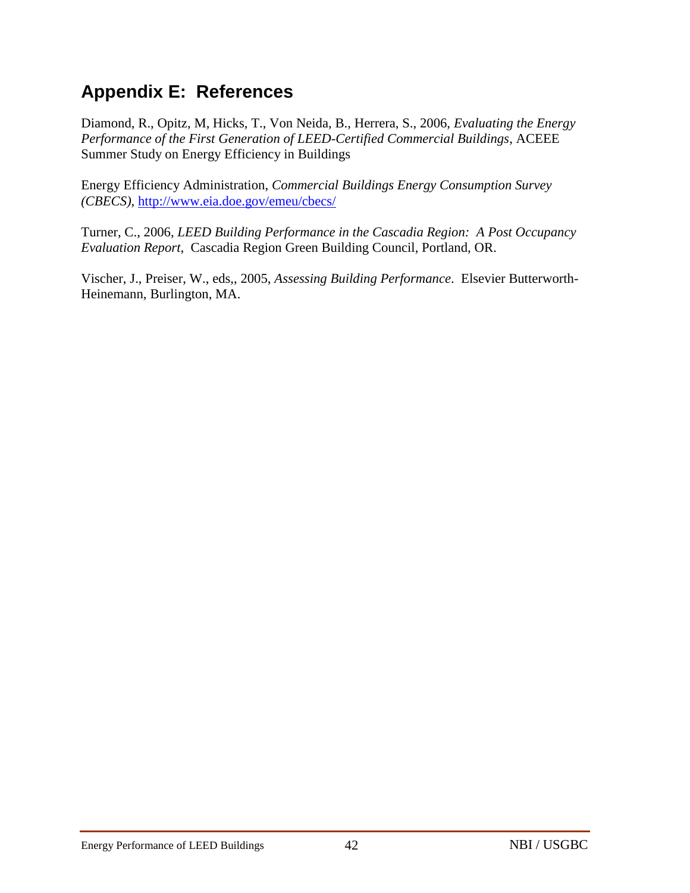## Appendix E: References

Diamond, R., Opitz, M, Hicks, T., Von Neida, B., Herrera, S., 2006, *Evaluating the Energy Performance of the First Generation of LEED-Certified Commercial Buildings*, ACEEE Summer Study on Energy Efficiency in Buildings

Energy Efficiency Administration, *Commercial Buildings Energy Consumption Survey (CBECS)*, http://www.eia.doe.gov/emeu/cbecs/

Turner, C., 2006, *LEED Building Performance in the Cascadia Region: A Post Occupancy Evaluation Report*, Cascadia Region Green Building Council, Portland, OR.

Vischer, J., Preiser, W., eds,, 2005, *Assessing Building Performance*. Elsevier Butterworth-Heinemann, Burlington, MA.